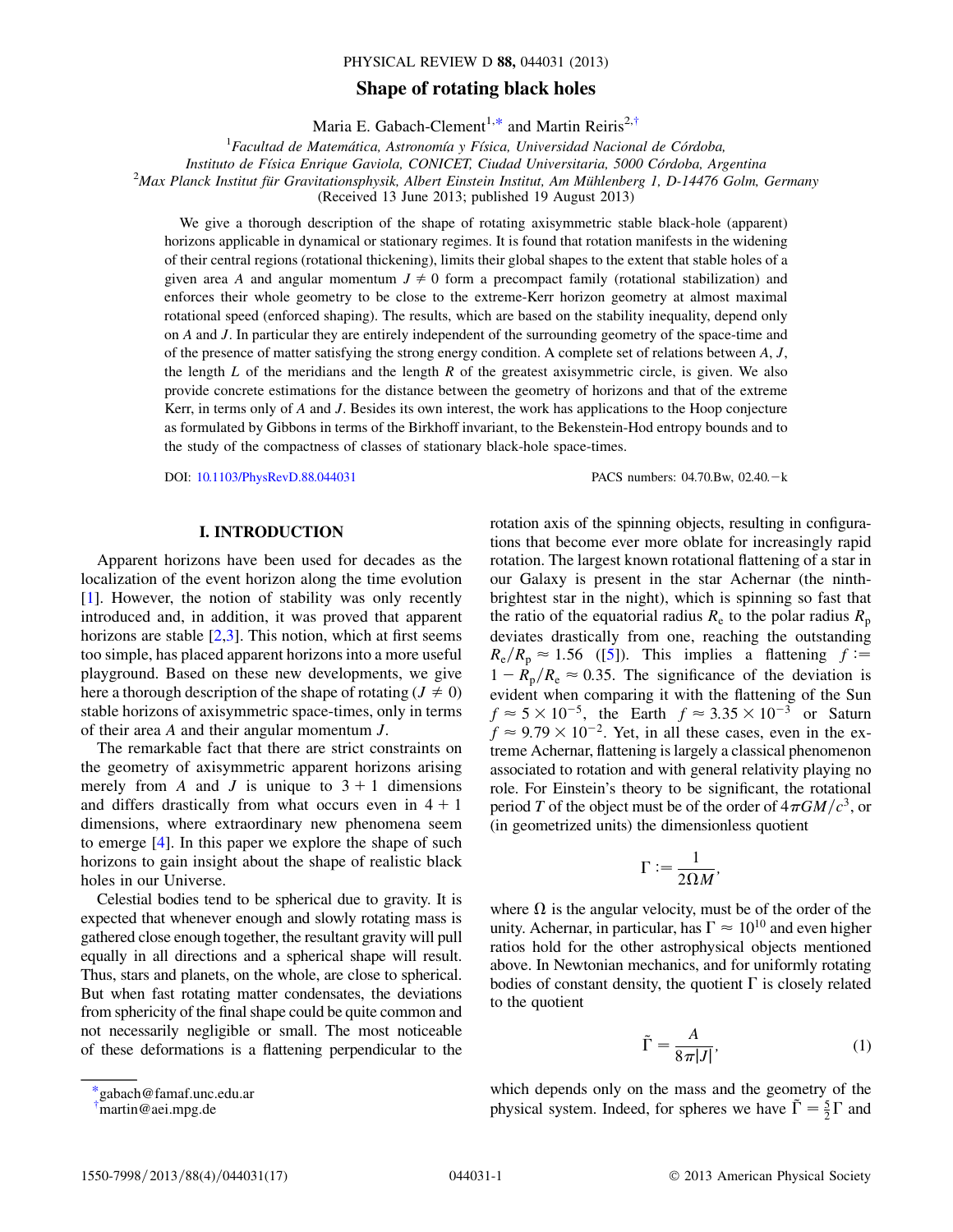# Shape of rotating black holes

Maria E. Gabach-Clement[1,*] and Martin Reiris[2,†]

[1]*Facultad de Matemática, Astronomía y Física, Universidad Nacional de Córdoba, Instituto de Física Enrique Gaviola, CONICET, Ciudad Universitaria, 5000 Córdoba, Argentina*

[2]*Max Planck Institut für Gravitationsphysik, Albert Einstein Institut, Am Mühlenberg 1, D-14476 Golm, Germany*

(Received 13 June 2013; published 19 August 2013)

We give a thorough description of the shape of rotating axisymmetric stable black-hole (apparent) horizons applicable in dynamical or stationary regimes. It is found that rotation manifests in the widening of their central regions (rotational thickening), limits their global shapes to the extent that stable holes of a given area $A$ and angular momentum $J \neq 0$ form a precompact family (rotational stabilization) and enforces their whole geometry to be close to the extreme-Kerr horizon geometry at almost maximal rotational speed (enforced shaping). The results, which are based on the stability inequality, depend only on $A$ and $J$. In particular they are entirely independent of the surrounding geometry of the space-time and of the presence of matter satisfying the strong energy condition. A complete set of relations between $A$, $J$, the length $L$ of the meridians and the length $R$ of the greatest axisymmetric circle, is given. We also provide concrete estimations for the distance between the geometry of horizons and that of the extreme Kerr, in terms only of $A$ and $J$. Besides its own interest, the work has applications to the Hoop conjecture as formulated by Gibbons in terms of the Birkhoff invariant, to the Bekenstein-Hod entropy bounds and to the study of the compactness of classes of stationary black-hole space-times.

DOI: 10.1103/PhysRevD.88.044031 PACS numbers: 04.70.Bw, 02.40.−k

## I. INTRODUCTION

Apparent horizons have been used for decades as the localization of the event horizon along the time evolution [1]. However, the notion of stability was only recently introduced and, in addition, it was proved that apparent horizons are stable [2,3]. This notion, which at first seems too simple, has placed apparent horizons into a more useful playground. Based on these new developments, we give here a thorough description of the shape of rotating ($J \neq 0$) stable horizons of axisymmetric space-times, only in terms of their area $A$ and their angular momentum $J$.

The remarkable fact that there are strict constraints on the geometry of axisymmetric apparent horizons arising merely from $A$ and $J$ is unique to $3+1$ dimensions and differs drastically from what occurs even in $4+1$ dimensions, where extraordinary new phenomena seem to emerge [4]. In this paper we explore the shape of such horizons to gain insight about the shape of realistic black holes in our Universe.

Celestial bodies tend to be spherical due to gravity. It is expected that whenever enough and slowly rotating mass is gathered close enough together, the resultant gravity will pull equally in all directions and a spherical shape will result. Thus, stars and planets, on the whole, are close to spherical. But when fast rotating matter condensates, the deviations from sphericity of the final shape could be quite common and not necessarily negligible or small. The most noticeable of these deformations is a flattening perpendicular to the rotation axis of the spinning objects, resulting in configurations that become ever more oblate for increasingly rapid rotation. The largest known rotational flattening of a star in our Galaxy is present in the star Achernar (the ninth-brightest star in the night), which is spinning so fast that the ratio of the equatorial radius $R_e$ to the polar radius $R_p$ deviates drastically from one, reaching the outstanding $R_e/R_p \approx 1.56$ ([5]). This implies a flattening $f := 1 - R_p/R_e \approx 0.35$. The significance of the deviation is evident when comparing it with the flattening of the Sun $f \approx 5 \times 10^{-5}$, the Earth $f \approx 3.35 \times 10^{-3}$ or Saturn $f \approx 9.79 \times 10^{-2}$. Yet, in all these cases, even in the extreme Achernar, flattening is largely a classical phenomenon associated to rotation and with general relativity playing no role. For Einstein's theory to be significant, the rotational period $T$ of the object must be of the order of $4\pi GM/c^3$, or (in geometrized units) the dimensionless quotient

$$\Gamma := \frac{1}{2\Omega M},$$

where $\Omega$ is the angular velocity, must be of the order of the unity. Achernar, in particular, has $\Gamma \approx 10^{10}$ and even higher ratios hold for the other astrophysical objects mentioned above. In Newtonian mechanics, and for uniformly rotating bodies of constant density, the quotient $\Gamma$ is closely related to the quotient

$$\tilde{\Gamma} = \frac{A}{8\pi|J|}, \tag{1}$$

which depends only on the mass and the geometry of the physical system. Indeed, for spheres we have $\tilde{\Gamma} = \frac{5}{2}\Gamma$ and

[*] gabach@famaf.unc.edu.ar

[†] martin@aei.mpg.de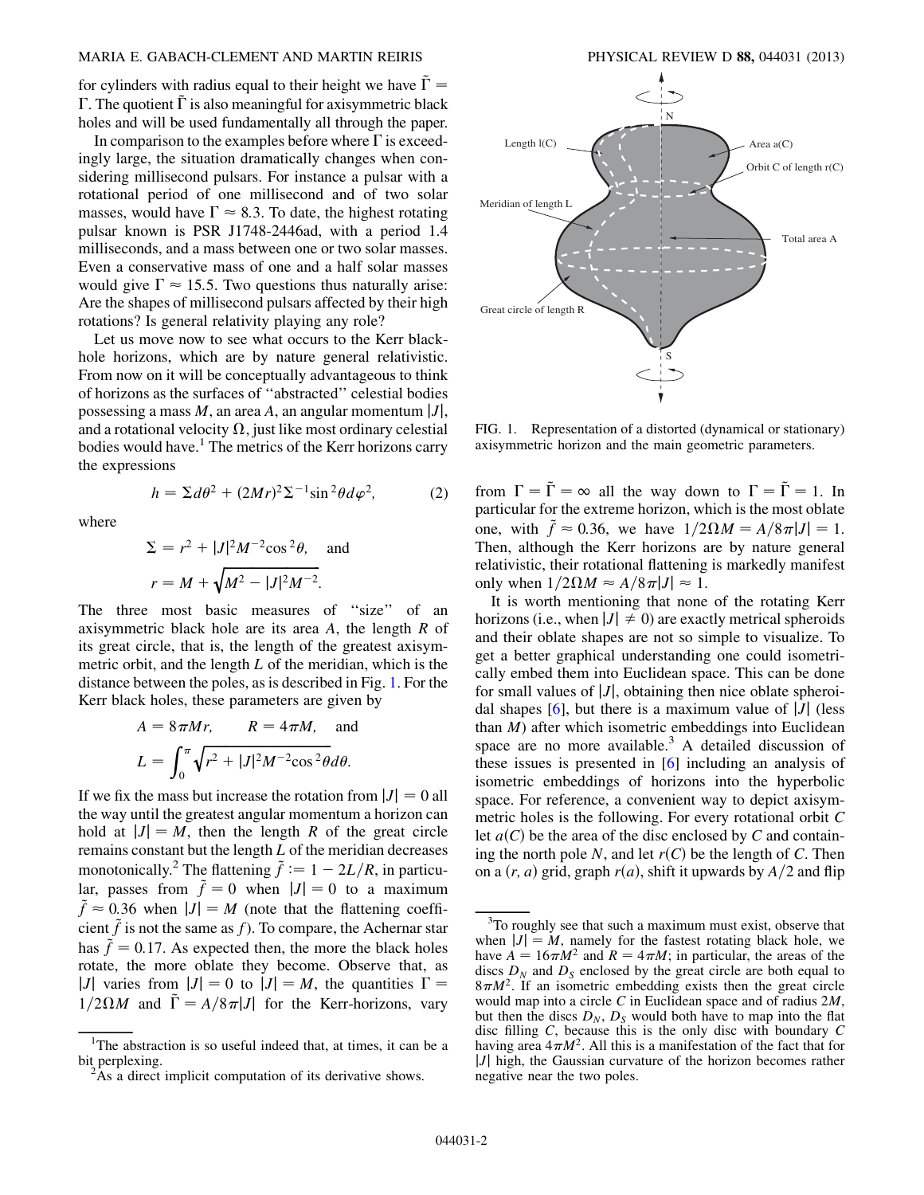for cylinders with radius equal to their height we have $\tilde{\Gamma} = \Gamma$. The quotient $\tilde{\Gamma}$ is also meaningful for axisymmetric black holes and will be used fundamentally all through the paper.

In comparison to the examples before where $\Gamma$ is exceedingly large, the situation dramatically changes when considering millisecond pulsars. For instance a pulsar with a rotational period of one millisecond and of two solar masses, would have $\Gamma \approx 8.3$. To date, the highest rotating pulsar known is PSR J1748-2446ad, with a period 1.4 milliseconds, and a mass between one or two solar masses. Even a conservative mass of one and a half solar masses would give $\Gamma \approx 15.5$. Two questions thus naturally arise: Are the shapes of millisecond pulsars affected by their high rotations? Is general relativity playing any role?

Let us move now to see what occurs to the Kerr black-hole horizons, which are by nature general relativistic. From now on it will be conceptually advantageous to think of horizons as the surfaces of ''abstracted'' celestial bodies possessing a mass $M$, an area $A$, an angular momentum $|J|$, and a rotational velocity $\Omega$, just like most ordinary celestial bodies would have.[1] The metrics of the Kerr horizons carry the expressions

$$h = \Sigma d\theta^2 + (2Mr)^2 \Sigma^{-1} \sin^2\theta d\varphi^2, \tag{2}$$

where

$$\Sigma = r^2 + |J|^2 M^{-2} \cos^2\theta, \quad \text{and}$$
$$r = M + \sqrt{M^2 - |J|^2 M^{-2}}.$$

The three most basic measures of ''size'' of an axisymmetric black hole are its area $A$, the length $R$ of its great circle, that is, the length of the greatest axisymmetric orbit, and the length $L$ of the meridian, which is the distance between the poles, as is described in Fig. 1. For the Kerr black holes, these parameters are given by

$$A = 8\pi M r, \qquad R = 4\pi M, \quad \text{and}$$
$$L = \int_0^\pi \sqrt{r^2 + |J|^2 M^{-2} \cos^2\theta}\, d\theta.$$

If we fix the mass but increase the rotation from $|J| = 0$ all the way until the greatest angular momentum a horizon can hold at $|J| = M$, then the length $R$ of the great circle remains constant but the length $L$ of the meridian decreases monotonically.[2] The flattening $\tilde{f} := 1 - 2L/R$, in particular, passes from $\tilde{f} = 0$ when $|J| = 0$ to a maximum $\tilde{f} \approx 0.36$ when $|J| = M$ (note that the flattening coefficient $\tilde{f}$ is not the same as $f$). To compare, the Achernar star has $\tilde{f} = 0.17$. As expected then, the more the black holes rotate, the more oblate they become. Observe that, as $|J|$ varies from $|J| = 0$ to $|J| = M$, the quantities $\Gamma = 1/2\Omega M$ and $\tilde{\Gamma} = A/8\pi|J|$ for the Kerr-horizons, vary from $\Gamma = \tilde{\Gamma} = \infty$ all the way down to $\Gamma = \tilde{\Gamma} = 1$. In particular for the extreme horizon, which is the most oblate one, with $\tilde{f} \approx 0.36$, we have $1/2\Omega M = A/8\pi|J| = 1$. Then, although the Kerr horizons are by nature general relativistic, their rotational flattening is markedly manifest only when $1/2\Omega M \approx A/8\pi|J| \approx 1$.

FIG. 1. Representation of a distorted (dynamical or stationary) axisymmetric horizon and the main geometric parameters.

It is worth mentioning that none of the rotating Kerr horizons (i.e., when $|J| \neq 0$) are exactly metrical spheroids and their oblate shapes are not so simple to visualize. To get a better graphical understanding one could isometrically embed them into Euclidean space. This can be done for small values of $|J|$, obtaining then nice oblate spheroidal shapes [6], but there is a maximum value of $|J|$ (less than $M$) after which isometric embeddings into Euclidean space are no more available.[3] A detailed discussion of these issues is presented in [6] including an analysis of isometric embeddings of horizons into the hyperbolic space. For reference, a convenient way to depict axisymmetric holes is the following. For every rotational orbit $C$ let $a(C)$ be the area of the disc enclosed by $C$ and containing the north pole $N$, and let $r(C)$ be the length of $C$. Then on a $(r, a)$ grid, graph $r(a)$, shift it upwards by $A/2$ and flip

---

[1] The abstraction is so useful indeed that, at times, it can be a bit perplexing.

[2] As a direct implicit computation of its derivative shows.

[3] To roughly see that such a maximum must exist, observe that when $|J| = M$, namely for the fastest rotating black hole, we have $A = 16\pi M^2$ and $R = 4\pi M$; in particular, the areas of the discs $D_N$ and $D_S$ enclosed by the great circle are both equal to $8\pi M^2$. If an isometric embedding exists then the great circle would map into a circle $C$ in Euclidean space and of radius $2M$, but then the discs $D_N$, $D_S$ would both have to map into the flat disc filling $C$, because this is the only disc with boundary $C$ having area $4\pi M^2$. All this is a manifestation of the fact that for $|J|$ high, the Gaussian curvature of the horizon becomes rather negative near the two poles.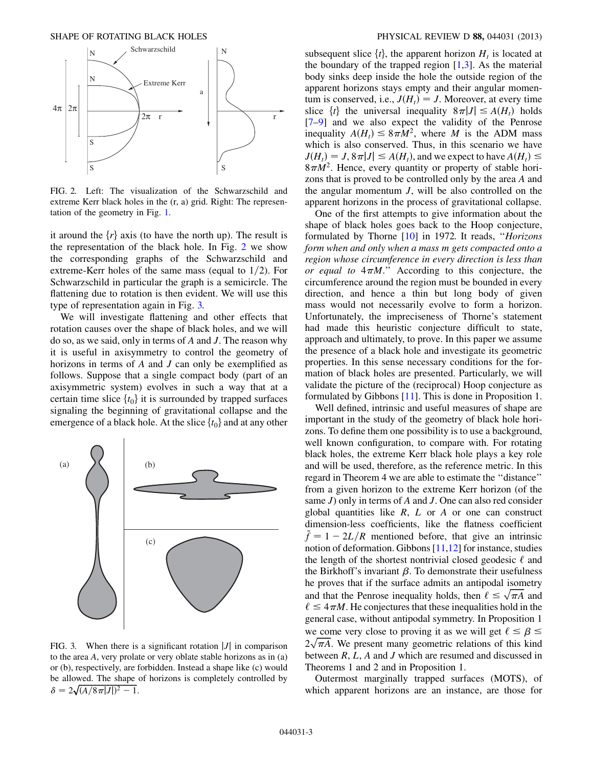FIG. 2. Left: The visualization of the Schwarzschild and extreme Kerr black holes in the (r, a) grid. Right: The representation of the geometry in Fig. 1.

it around the $\{r\}$ axis (to have the north up). The result is the representation of the black hole. In Fig. 2 we show the corresponding graphs of the Schwarzschild and extreme-Kerr holes of the same mass (equal to $1/2$). For Schwarzschild in particular the graph is a semicircle. The flattening due to rotation is then evident. We will use this type of representation again in Fig. 3.

We will investigate flattening and other effects that rotation causes over the shape of black holes, and we will do so, as we said, only in terms of $A$ and $J$. The reason why it is useful in axisymmetry to control the geometry of horizons in terms of $A$ and $J$ can only be exemplified as follows. Suppose that a single compact body (part of an axisymmetric system) evolves in such a way that at a certain time slice $\{t_0\}$ it is surrounded by trapped surfaces signaling the beginning of gravitational collapse and the emergence of a black hole. At the slice $\{t_0\}$ and at any other

FIG. 3. When there is a significant rotation $|J|$ in comparison to the area $A$, very prolate or very oblate stable horizons as in (a) or (b), respectively, are forbidden. Instead a shape like (c) would be allowed. The shape of horizons is completely controlled by $\delta = 2\sqrt{(A/8\pi|J|)^2 - 1}$.

subsequent slice $\{t\}$, the apparent horizon $H_t$ is located at the boundary of the trapped region [1,3]. As the material body sinks deep inside the hole the outside region of the apparent horizons stays empty and their angular momentum is conserved, i.e., $J(H_t) = J$. Moreover, at every time slice $\{t\}$ the universal inequality $8\pi|J| \leq A(H_t)$ holds [7–9] and we also expect the validity of the Penrose inequality $A(H_t) \leq 8\pi M^2$, where $M$ is the ADM mass which is also conserved. Thus, in this scenario we have $J(H_t) = J$, $8\pi|J| \leq A(H_t)$, and we expect to have $A(H_t) \leq 8\pi M^2$. Hence, every quantity or property of stable horizons that is proved to be controlled only by the area $A$ and the angular momentum $J$, will be also controlled on the apparent horizons in the process of gravitational collapse.

One of the first attempts to give information about the shape of black holes goes back to the Hoop conjecture, formulated by Thorne [10] in 1972. It reads, "*Horizons form when and only when a mass m gets compacted onto a region whose circumference in every direction is less than or equal to* $4\pi M$." According to this conjecture, the circumference around the region must be bounded in every direction, and hence a thin but long body of given mass would not necessarily evolve to form a horizon. Unfortunately, the impreciseness of Thorne's statement had made this heuristic conjecture difficult to state, approach and ultimately, to prove. In this paper we assume the presence of a black hole and investigate its geometric properties. In this sense necessary conditions for the formation of black holes are presented. Particularly, we will validate the picture of the (reciprocal) Hoop conjecture as formulated by Gibbons [11]. This is done in Proposition 1.

Well defined, intrinsic and useful measures of shape are important in the study of the geometry of black hole horizons. To define them one possibility is to use a background, well known configuration, to compare with. For rotating black holes, the extreme Kerr black hole plays a key role and will be used, therefore, as the reference metric. In this regard in Theorem 4 we are able to estimate the "distance" from a given horizon to the extreme Kerr horizon (of the same $J$) only in terms of $A$ and $J$. One can also red consider global quantities like $R$, $L$ or $A$ or one can construct dimension-less coefficients, like the flatness coefficient $\tilde{f} = 1 - 2L/R$ mentioned before, that give an intrinsic notion of deformation. Gibbons [11,12] for instance, studies the length of the shortest nontrivial closed geodesic $\ell$ and the Birkhoff's invariant $\beta$. To demonstrate their usefulness he proves that if the surface admits an antipodal isometry and that the Penrose inequality holds, then $\ell \leq \sqrt{\pi A}$ and $\ell \leq 4\pi M$. He conjectures that these inequalities hold in the general case, without antipodal symmetry. In Proposition 1 we come very close to proving it as we will get $\ell \leq \beta \leq 2\sqrt{\pi A}$. We present many geometric relations of this kind between $R$, $L$, $A$ and $J$ which are resumed and discussed in Theorems 1 and 2 and in Proposition 1.

Outermost marginally trapped surfaces (MOTS), of which apparent horizons are an instance, are those for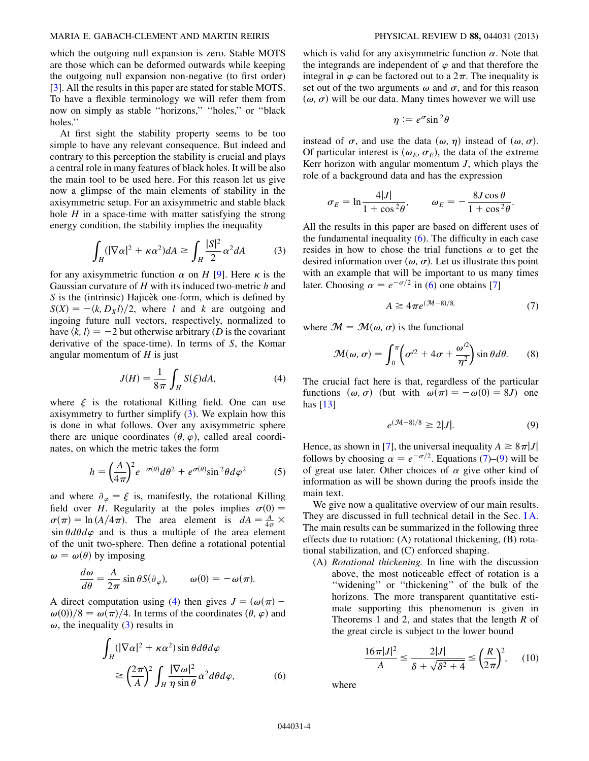which the outgoing null expansion is zero. Stable MOTS are those which can be deformed outwards while keeping the outgoing null expansion non-negative (to first order) [3]. All the results in this paper are stated for stable MOTS. To have a flexible terminology we will refer them from now on simply as stable "horizons," "holes," or "black holes."

At first sight the stability property seems to be too simple to have any relevant consequence. But indeed and contrary to this perception the stability is crucial and plays a central role in many features of black holes. It will be also the main tool to be used here. For this reason let us give now a glimpse of the main elements of stability in the axisymmetric setup. For an axisymmetric and stable black hole $H$ in a space-time with matter satisfying the strong energy condition, the stability implies the inequality

$$\int_H (|\nabla\alpha|^2 + \kappa\alpha^2)dA \geq \int_H \frac{|S|^2}{2}\alpha^2 dA \tag{3}$$

for any axisymmetric function $\alpha$ on $H$ [9]. Here $\kappa$ is the Gaussian curvature of $H$ with its induced two-metric $h$ and $S$ is the (intrinsic) Hajicèk one-form, which is defined by $S(X) = -\langle k, D_X l\rangle/2$, where $l$ and $k$ are outgoing and ingoing future null vectors, respectively, normalized to have $\langle k, l\rangle = -2$ but otherwise arbitrary ($D$ is the covariant derivative of the space-time). In terms of $S$, the Komar angular momentum of $H$ is just

$$J(H) = \frac{1}{8\pi}\int_H S(\xi)dA, \tag{4}$$

where $\xi$ is the rotational Killing field. One can use axisymmetry to further simplify (3). We explain how this is done in what follows. Over any axisymmetric sphere there are unique coordinates $(\theta, \varphi)$, called areal coordinates, on which the metric takes the form

$$h = \left(\frac{A}{4\pi}\right)^2 e^{-\sigma(\theta)}d\theta^2 + e^{\sigma(\theta)}\sin^2\theta d\varphi^2 \tag{5}$$

and where $\partial_\varphi = \xi$ is, manifestly, the rotational Killing field over $H$. Regularity at the poles implies $\sigma(0) = \sigma(\pi) = \ln(A/4\pi)$. The area element is $dA = \frac{A}{4\pi}\times \sin\theta d\theta d\varphi$ and is thus a multiple of the area element of the unit two-sphere. Then define a rotational potential $\omega = \omega(\theta)$ by imposing

$$\frac{d\omega}{d\theta} = \frac{A}{2\pi}\sin\theta S(\partial_\varphi), \qquad \omega(0) = -\omega(\pi).$$

A direct computation using (4) then gives $J = (\omega(\pi) - \omega(0))/8 = \omega(\pi)/4$. In terms of the coordinates $(\theta, \varphi)$ and $\omega$, the inequality (3) results in

$$\int_H (|\nabla\alpha|^2 + \kappa\alpha^2)\sin\theta d\theta d\varphi \geq \left(\frac{2\pi}{A}\right)^2 \int_H \frac{|\nabla\omega|^2}{\eta\sin\theta}\alpha^2 d\theta d\varphi, \tag{6}$$

which is valid for any axisymmetric function $\alpha$. Note that the integrands are independent of $\varphi$ and that therefore the integral in $\varphi$ can be factored out to a $2\pi$. The inequality is set out of the two arguments $\omega$ and $\sigma$, and for this reason $(\omega, \sigma)$ will be our data. Many times however we will use

$$\eta := e^\sigma \sin^2\theta$$

instead of $\sigma$, and use the data $(\omega, \eta)$ instead of $(\omega, \sigma)$. Of particular interest is $(\omega_E, \sigma_E)$, the data of the extreme Kerr horizon with angular momentum $J$, which plays the role of a background data and has the expression

$$\sigma_E = \ln\frac{4|J|}{1+\cos^2\theta}, \qquad \omega_E = -\frac{8J\cos\theta}{1+\cos^2\theta}.$$

All the results in this paper are based on different uses of the fundamental inequality (6). The difficulty in each case resides in how to chose the trial functions $\alpha$ to get the desired information over $(\omega, \sigma)$. Let us illustrate this point with an example that will be important to us many times later. Choosing $\alpha = e^{-\sigma/2}$ in (6) one obtains [7]

$$A \geq 4\pi e^{(\mathcal{M}-8)/8}, \tag{7}$$

where $\mathcal{M} = \mathcal{M}(\omega, \sigma)$ is the functional

$$\mathcal{M}(\omega, \sigma) = \int_0^\pi \left(\sigma'^2 + 4\sigma + \frac{\omega'^2}{\eta^2}\right)\sin\theta d\theta. \tag{8}$$

The crucial fact here is that, regardless of the particular functions $(\omega, \sigma)$ (but with $\omega(\pi) = -\omega(0) = 8J$) one has [13]

$$e^{(\mathcal{M}-8)/8} \geq 2|J|. \tag{9}$$

Hence, as shown in [7], the universal inequality $A \geq 8\pi|J|$ follows by choosing $\alpha = e^{-\sigma/2}$. Equations (7)–(9) will be of great use later. Other choices of $\alpha$ give other kind of information as will be shown during the proofs inside the main text.

We give now a qualitative overview of our main results. They are discussed in full technical detail in the Sec. I A. The main results can be summarized in the following three effects due to rotation: (A) rotational thickening, (B) rotational stabilization, and (C) enforced shaping.

(A) *Rotational thickening.* In line with the discussion above, the most noticeable effect of rotation is a "widening" or "thickening" of the bulk of the horizons. The more transparent quantitative estimate supporting this phenomenon is given in Theorems 1 and 2, and states that the length $R$ of the great circle is subject to the lower bound

$$\frac{16\pi|J|^2}{A} \leq \frac{2|J|}{\delta + \sqrt{\delta^2 + 4}} \leq \left(\frac{R}{2\pi}\right)^2, \tag{10}$$

where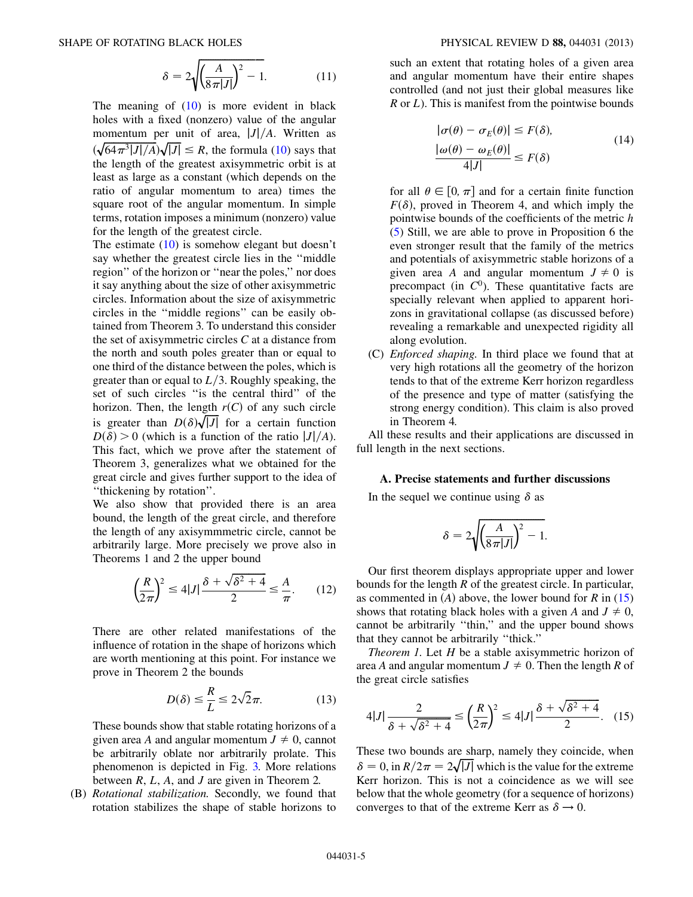$$\delta = 2\sqrt{\left(\frac{A}{8\pi|J|}\right)^2 - 1}. \qquad (11)$$

The meaning of (10) is more evident in black holes with a fixed (nonzero) value of the angular momentum per unit of area, $|J|/A$. Written as $(\sqrt{64\pi^3|J|/A})\sqrt{|J|} \leq R$, the formula (10) says that the length of the greatest axisymmetric orbit is at least as large as a constant (which depends on the ratio of angular momentum to area) times the square root of the angular momentum. In simple terms, rotation imposes a minimum (nonzero) value for the length of the greatest circle.

The estimate (10) is somehow elegant but doesn't say whether the greatest circle lies in the "middle region" of the horizon or "near the poles," nor does it say anything about the size of other axisymmetric circles. Information about the size of axisymmetric circles in the "middle regions" can be easily obtained from Theorem 3. To understand this consider the set of axisymmetric circles $C$ at a distance from the north and south poles greater than or equal to one third of the distance between the poles, which is greater than or equal to $L/3$. Roughly speaking, the set of such circles "is the central third" of the horizon. Then, the length $r(C)$ of any such circle is greater than $D(\delta)\sqrt{|J|}$ for a certain function $D(\delta) > 0$ (which is a function of the ratio $|J|/A$). This fact, which we prove after the statement of Theorem 3, generalizes what we obtained for the great circle and gives further support to the idea of "thickening by rotation".

We also show that provided there is an area bound, the length of the great circle, and therefore the length of any axisymmmetric circle, cannot be arbitrarily large. More precisely we prove also in Theorems 1 and 2 the upper bound

$$\left(\frac{R}{2\pi}\right)^2 \leq 4|J|\frac{\delta + \sqrt{\delta^2 + 4}}{2} \leq \frac{A}{\pi}. \qquad (12)$$

There are other related manifestations of the influence of rotation in the shape of horizons which are worth mentioning at this point. For instance we prove in Theorem 2 the bounds

$$D(\delta) \leq \frac{R}{L} \leq 2\sqrt{2}\pi. \qquad (13)$$

These bounds show that stable rotating horizons of a given area $A$ and angular momentum $J \neq 0$, cannot be arbitrarily oblate nor arbitrarily prolate. This phenomenon is depicted in Fig. 3. More relations between $R$, $L$, $A$, and $J$ are given in Theorem 2.

(B) *Rotational stabilization.* Secondly, we found that rotation stabilizes the shape of stable horizons to such an extent that rotating holes of a given area and angular momentum have their entire shapes controlled (and not just their global measures like $R$ or $L$). This is manifest from the pointwise bounds

$$|\sigma(\theta) - \sigma_E(\theta)| \leq F(\delta),$$
$$\frac{|\omega(\theta) - \omega_E(\theta)|}{4|J|} \leq F(\delta) \qquad (14)$$

for all $\theta \in [0, \pi]$ and for a certain finite function $F(\delta)$, proved in Theorem 4, and which imply the pointwise bounds of the coefficients of the metric $h$ (5) Still, we are able to prove in Proposition 6 the even stronger result that the family of the metrics and potentials of axisymmetric stable horizons of a given area $A$ and angular momentum $J \neq 0$ is precompact (in $C^0$). These quantitative facts are specially relevant when applied to apparent horizons in gravitational collapse (as discussed before) revealing a remarkable and unexpected rigidity all along evolution.

(C) *Enforced shaping.* In third place we found that at very high rotations all the geometry of the horizon tends to that of the extreme Kerr horizon regardless of the presence and type of matter (satisfying the strong energy condition). This claim is also proved in Theorem 4.

All these results and their applications are discussed in full length in the next sections.

### A. Precise statements and further discussions

In the sequel we continue using $\delta$ as

$$\delta = 2\sqrt{\left(\frac{A}{8\pi|J|}\right)^2 - 1}.$$

Our first theorem displays appropriate upper and lower bounds for the length $R$ of the greatest circle. In particular, as commented in (A) above, the lower bound for $R$ in (15) shows that rotating black holes with a given $A$ and $J \neq 0$, cannot be arbitrarily "thin," and the upper bound shows that they cannot be arbitrarily "thick."

*Theorem 1.* Let $H$ be a stable axisymmetric horizon of area $A$ and angular momentum $J \neq 0$. Then the length $R$ of the great circle satisfies

$$4|J|\frac{2}{\delta + \sqrt{\delta^2 + 4}} \leq \left(\frac{R}{2\pi}\right)^2 \leq 4|J|\frac{\delta + \sqrt{\delta^2 + 4}}{2}. \qquad (15)$$

These two bounds are sharp, namely they coincide, when $\delta = 0$, in $R/2\pi = 2\sqrt{|J|}$ which is the value for the extreme Kerr horizon. This is not a coincidence as we will see below that the whole geometry (for a sequence of horizons) converges to that of the extreme Kerr as $\delta \to 0$.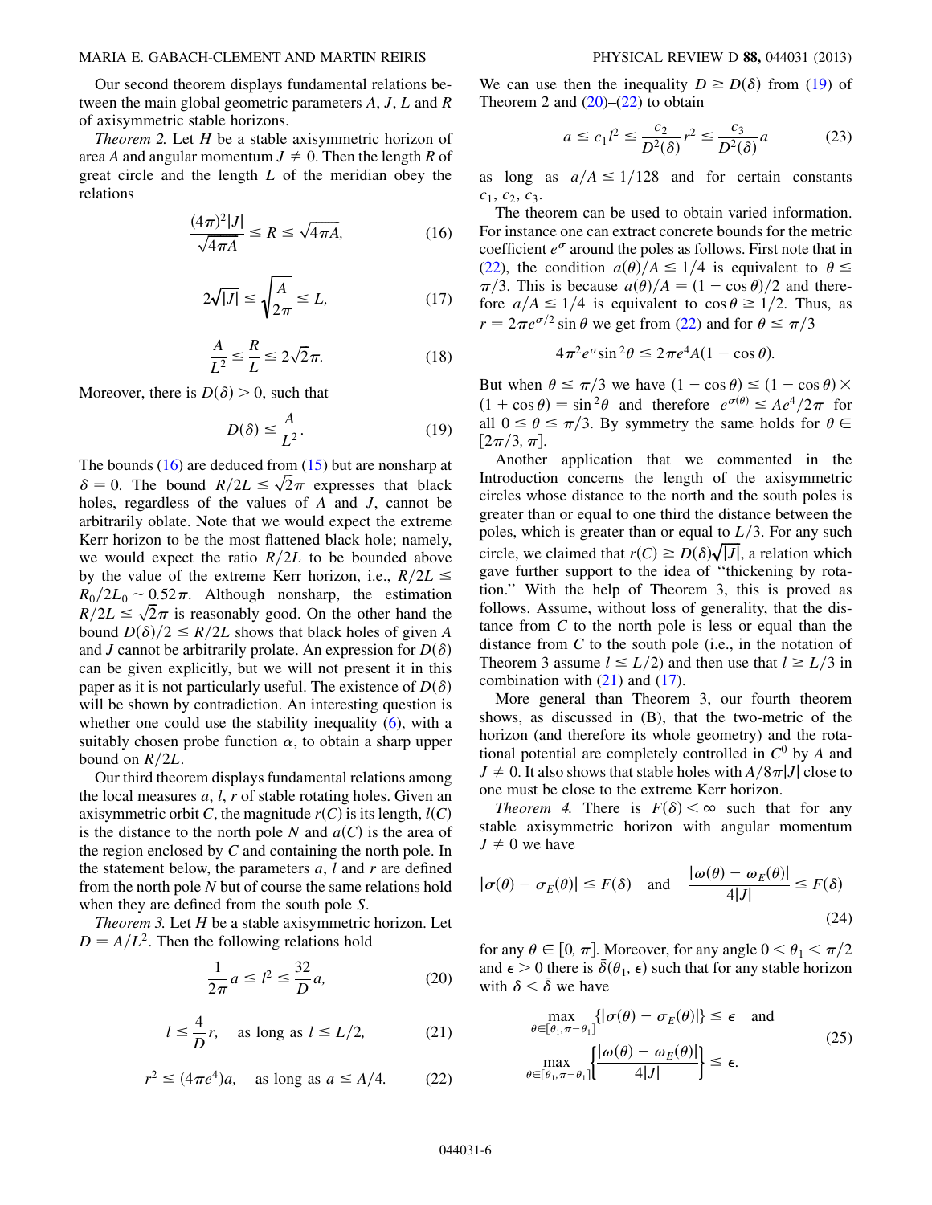Our second theorem displays fundamental relations between the main global geometric parameters $A$, $J$, $L$ and $R$ of axisymmetric stable horizons.

*Theorem 2.* Let $H$ be a stable axisymmetric horizon of area $A$ and angular momentum $J \neq 0$. Then the length $R$ of great circle and the length $L$ of the meridian obey the relations

$$\frac{(4\pi)^2|J|}{\sqrt{4\pi A}} \leq R \leq \sqrt{4\pi A}, \tag{16}$$

$$2\sqrt{|J|} \leq \sqrt{\frac{A}{2\pi}} \leq L, \tag{17}$$

$$\frac{A}{L^2} \leq \frac{R}{L} \leq 2\sqrt{2}\pi. \tag{18}$$

Moreover, there is $D(\delta) > 0$, such that

$$D(\delta) \leq \frac{A}{L^2}. \tag{19}$$

The bounds (16) are deduced from (15) but are nonsharp at $\delta = 0$. The bound $R/2L \leq \sqrt{2}\pi$ expresses that black holes, regardless of the values of $A$ and $J$, cannot be arbitrarily oblate. Note that we would expect the extreme Kerr horizon to be the most flattened black hole; namely, we would expect the ratio $R/2L$ to be bounded above by the value of the extreme Kerr horizon, i.e., $R/2L \leq R_0/2L_0 \sim 0.52\pi$. Although nonsharp, the estimation $R/2L \leq \sqrt{2}\pi$ is reasonably good. On the other hand the bound $D(\delta)/2 \leq R/2L$ shows that black holes of given $A$ and $J$ cannot be arbitrarily prolate. An expression for $D(\delta)$ can be given explicitly, but we will not present it in this paper as it is not particularly useful. The existence of $D(\delta)$ will be shown by contradiction. An interesting question is whether one could use the stability inequality (6), with a suitably chosen probe function $\alpha$, to obtain a sharp upper bound on $R/2L$.

Our third theorem displays fundamental relations among the local measures $a$, $l$, $r$ of stable rotating holes. Given an axisymmetric orbit $C$, the magnitude $r(C)$ is its length, $l(C)$ is the distance to the north pole $N$ and $a(C)$ is the area of the region enclosed by $C$ and containing the north pole. In the statement below, the parameters $a$, $l$ and $r$ are defined from the north pole $N$ but of course the same relations hold when they are defined from the south pole $S$.

*Theorem 3.* Let $H$ be a stable axisymmetric horizon. Let $D = A/L^2$. Then the following relations hold

$$\frac{1}{2\pi}a \leq l^2 \leq \frac{32}{D}a, \tag{20}$$

$$l \leq \frac{4}{D}r, \quad \text{as long as } l \leq L/2, \tag{21}$$

$$r^2 \leq (4\pi e^4)a, \quad \text{as long as } a \leq A/4. \tag{22}$$

We can use then the inequality $D \geq D(\delta)$ from (19) of Theorem 2 and (20)–(22) to obtain

$$a \leq c_1 l^2 \leq \frac{c_2}{D^2(\delta)}r^2 \leq \frac{c_3}{D^2(\delta)}a \tag{23}$$

as long as $a/A \leq 1/128$ and for certain constants $c_1$, $c_2$, $c_3$.

The theorem can be used to obtain varied information. For instance one can extract concrete bounds for the metric coefficient $e^\sigma$ around the poles as follows. First note that in (22), the condition $a(\theta)/A \leq 1/4$ is equivalent to $\theta \leq \pi/3$. This is because $a(\theta)/A = (1 - \cos\theta)/2$ and therefore $a/A \leq 1/4$ is equivalent to $\cos\theta \geq 1/2$. Thus, as $r = 2\pi e^{\sigma/2}\sin\theta$ we get from (22) and for $\theta \leq \pi/3$

$$4\pi^2 e^\sigma \sin^2\theta \leq 2\pi e^4 A(1 - \cos\theta).$$

But when $\theta \leq \pi/3$ we have $(1 - \cos\theta) \leq (1 - \cos\theta) \times (1 + \cos\theta) = \sin^2\theta$ and therefore $e^{\sigma(\theta)} \leq Ae^4/2\pi$ for all $0 \leq \theta \leq \pi/3$. By symmetry the same holds for $\theta \in [2\pi/3, \pi]$.

Another application that we commented in the Introduction concerns the length of the axisymmetric circles whose distance to the north and the south poles is greater than or equal to one third the distance between the poles, which is greater than or equal to $L/3$. For any such circle, we claimed that $r(C) \geq D(\delta)\sqrt{|J|}$, a relation which gave further support to the idea of "thickening by rotation." With the help of Theorem 3, this is proved as follows. Assume, without loss of generality, that the distance from $C$ to the north pole is less or equal than the distance from $C$ to the south pole (i.e., in the notation of Theorem 3 assume $l \leq L/2$) and then use that $l \geq L/3$ in combination with (21) and (17).

More general than Theorem 3, our fourth theorem shows, as discussed in (B), that the two-metric of the horizon (and therefore its whole geometry) and the rotational potential are completely controlled in $C^0$ by $A$ and $J \neq 0$. It also shows that stable holes with $A/8\pi|J|$ close to one must be close to the extreme Kerr horizon.

*Theorem 4.* There is $F(\delta) < \infty$ such that for any stable axisymmetric horizon with angular momentum $J \neq 0$ we have

$$|\sigma(\theta) - \sigma_E(\theta)| \leq F(\delta) \quad \text{and} \quad \frac{|\omega(\theta) - \omega_E(\theta)|}{4|J|} \leq F(\delta) \tag{24}$$

for any $\theta \in [0, \pi]$. Moreover, for any angle $0 < \theta_1 < \pi/2$ and $\epsilon > 0$ there is $\bar{\delta}(\theta_1, \epsilon)$ such that for any stable horizon with $\delta < \bar{\delta}$ we have

$$\max_{\theta\in[\theta_1,\pi-\theta_1]}\{|\sigma(\theta) - \sigma_E(\theta)|\} \leq \epsilon \quad \text{and}$$
$$\max_{\theta\in[\theta_1,\pi-\theta_1]}\left\{\frac{|\omega(\theta) - \omega_E(\theta)|}{4|J|}\right\} \leq \epsilon. \tag{25}$$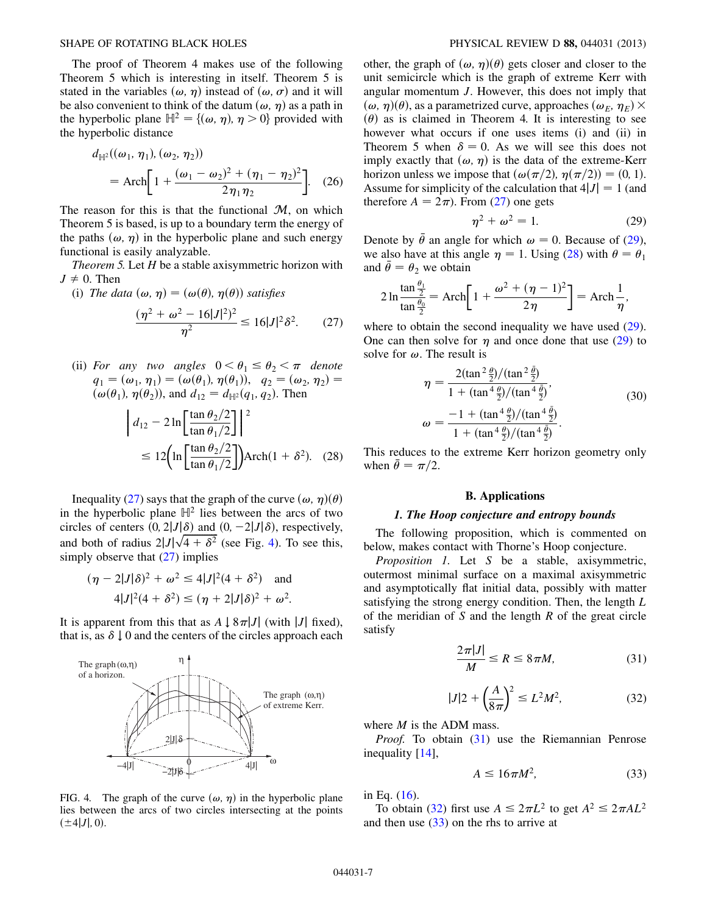The proof of Theorem 4 makes use of the following Theorem 5 which is interesting in itself. Theorem 5 is stated in the variables $(\omega, \eta)$ instead of $(\omega, \sigma)$ and it will be also convenient to think of the datum $(\omega, \eta)$ as a path in the hyperbolic plane $\mathbb{H}^2 = \{(\omega, \eta), \eta > 0\}$ provided with the hyperbolic distance

$$d_{\mathbb{H}^2}((\omega_1, \eta_1), (\omega_2, \eta_2)) = \text{Arch}\left[1 + \frac{(\omega_1 - \omega_2)^2 + (\eta_1 - \eta_2)^2}{2\eta_1\eta_2}\right]. \quad (26)$$

The reason for this is that the functional $\mathcal{M}$, on which Theorem 5 is based, is up to a boundary term the energy of the paths $(\omega, \eta)$ in the hyperbolic plane and such energy functional is easily analyzable.

*Theorem 5.* Let $H$ be a stable axisymmetric horizon with $J \neq 0$. Then

(i) *The data* $(\omega, \eta) = (\omega(\theta), \eta(\theta))$ *satisfies*

$$\frac{(\eta^2 + \omega^2 - 16|J|^2)^2}{\eta^2} \leq 16|J|^2\delta^2. \quad (27)$$

(ii) *For any two angles* $0 < \theta_1 \leq \theta_2 < \pi$ *denote* $q_1 = (\omega_1, \eta_1) = (\omega(\theta_1), \eta(\theta_1))$, $q_2 = (\omega_2, \eta_2) = (\omega(\theta_2), \eta(\theta_2))$, and $d_{12} = d_{\mathbb{H}^2}(q_1, q_2)$. Then

$$\left| d_{12} - 2\ln\left[\frac{\tan\theta_2/2}{\tan\theta_1/2}\right]\right|^2 \leq 12\left(\ln\left[\frac{\tan\theta_2/2}{\tan\theta_1/2}\right]\right)\text{Arch}(1 + \delta^2). \quad (28)$$

Inequality (27) says that the graph of the curve $(\omega, \eta)(\theta)$ in the hyperbolic plane $\mathbb{H}^2$ lies between the arcs of two circles of centers $(0, 2|J|\delta)$ and $(0, -2|J|\delta)$, respectively, and both of radius $2|J|\sqrt{4 + \delta^2}$ (see Fig. 4). To see this, simply observe that (27) implies

$$(\eta - 2|J|\delta)^2 + \omega^2 \leq 4|J|^2(4 + \delta^2) \quad \text{and}$$
$$4|J|^2(4 + \delta^2) \leq (\eta + 2|J|\delta)^2 + \omega^2.$$

It is apparent from this that as $A \downarrow 8\pi|J|$ (with $|J|$ fixed), that is, as $\delta \downarrow 0$ and the centers of the circles approach each other, the graph of $(\omega, \eta)(\theta)$ gets closer and closer to the unit semicircle which is the graph of extreme Kerr with angular momentum $J$. However, this does not imply that $(\omega, \eta)(\theta)$, as a parametrized curve, approaches $(\omega_E, \eta_E) \times (\theta)$ as is claimed in Theorem 4. It is interesting to see however what occurs if one uses items (i) and (ii) in Theorem 5 when $\delta = 0$. As we will see this does not imply exactly that $(\omega, \eta)$ is the data of the extreme-Kerr horizon unless we impose that $(\omega(\pi/2), \eta(\pi/2)) = (0, 1)$. Assume for simplicity of the calculation that $4|J| = 1$ (and therefore $A = 2\pi$). From (27) one gets

FIG. 4. The graph of the curve $(\omega, \eta)$ in the hyperbolic plane lies between the arcs of two circles intersecting at the points $(\pm 4|J|, 0)$.

$$\eta^2 + \omega^2 = 1. \quad (29)$$

Denote by $\bar{\theta}$ an angle for which $\omega = 0$. Because of (29), we also have at this angle $\eta = 1$. Using (28) with $\theta = \theta_1$ and $\bar{\theta} = \theta_2$ we obtain

$$2\ln\frac{\tan\frac{\theta_1}{2}}{\tan\frac{\theta_0}{2}} = \text{Arch}\left[1 + \frac{\omega^2 + (\eta - 1)^2}{2\eta}\right] = \text{Arch}\frac{1}{\eta},$$

where to obtain the second inequality we have used (29). One can then solve for $\eta$ and once done that use (29) to solve for $\omega$. The result is

$$\eta = \frac{2(\tan^2\frac{\theta}{2})/(\tan^2\frac{\bar{\theta}}{2})}{1 + (\tan^4\frac{\theta}{2})/(\tan^4\frac{\bar{\theta}}{2})},$$
$$\omega = \frac{-1 + (\tan^4\frac{\theta}{2})/(\tan^4\frac{\bar{\theta}}{2})}{1 + (\tan^4\frac{\theta}{2})/(\tan^4\frac{\bar{\theta}}{2})}. \quad (30)$$

This reduces to the extreme Kerr horizon geometry only when $\bar{\theta} = \pi/2$.

## B. Applications

### 1. The Hoop conjecture and entropy bounds

The following proposition, which is commented on below, makes contact with Thorne's Hoop conjecture.

*Proposition 1.* Let $S$ be a stable, axisymmetric, outermost minimal surface on a maximal axisymmetric and asymptotically flat initial data, possibly with matter satisfying the strong energy condition. Then, the length $L$ of the meridian of $S$ and the length $R$ of the great circle satisfy

$$\frac{2\pi|J|}{M} \leq R \leq 8\pi M, \quad (31)$$

$$|J|2 + \left(\frac{A}{8\pi}\right)^2 \leq L^2M^2, \quad (32)$$

where $M$ is the ADM mass.

*Proof.* To obtain (31) use the Riemannian Penrose inequality [14],

$$A \leq 16\pi M^2, \quad (33)$$

in Eq. (16).

To obtain (32) first use $A \leq 2\pi L^2$ to get $A^2 \leq 2\pi AL^2$ and then use (33) on the rhs to arrive at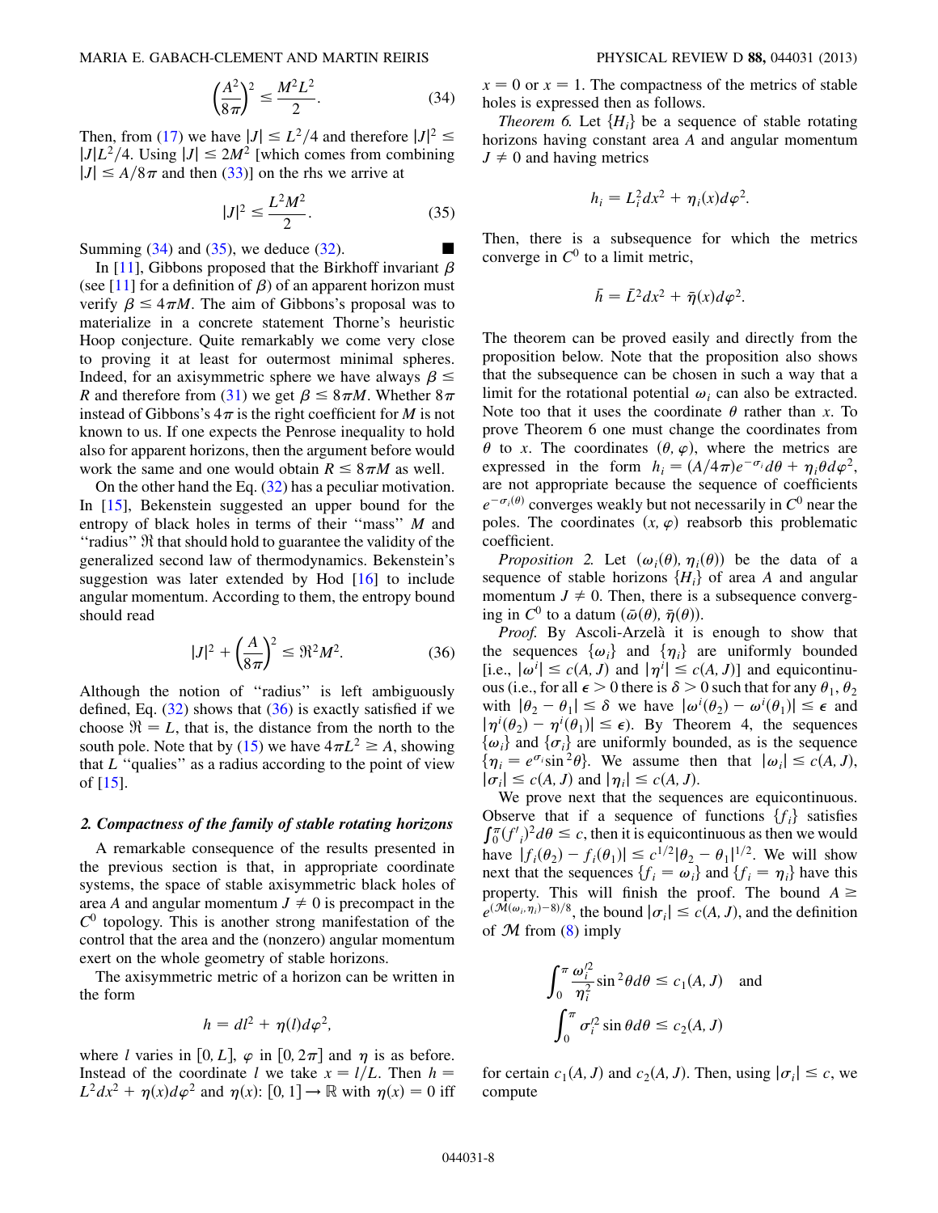$$\left(\frac{A^2}{8\pi}\right)^2 \leq \frac{M^2 L^2}{2}. \tag{34}$$

Then, from (17) we have $|J| \leq L^2/4$ and therefore $|J|^2 \leq |J| L^2/4$. Using $|J| \leq 2M^2$ [which comes from combining $|J| \leq A/8\pi$ and then (33)] on the rhs we arrive at

$$|J|^2 \leq \frac{L^2 M^2}{2}. \tag{35}$$

Summing (34) and (35), we deduce (32). ■

In [11], Gibbons proposed that the Birkhoff invariant $\beta$ (see [11] for a definition of $\beta$) of an apparent horizon must verify $\beta \leq 4\pi M$. The aim of Gibbons's proposal was to materialize in a concrete statement Thorne's heuristic Hoop conjecture. Quite remarkably we come very close to proving it at least for outermost minimal spheres. Indeed, for an axisymmetric sphere we have always $\beta \leq R$ and therefore from (31) we get $\beta \leq 8\pi M$. Whether $8\pi$ instead of Gibbons's $4\pi$ is the right coefficient for $M$ is not known to us. If one expects the Penrose inequality to hold also for apparent horizons, then the argument before would work the same and one would obtain $R \leq 8\pi M$ as well.

On the other hand the Eq. (32) has a peculiar motivation. In [15], Bekenstein suggested an upper bound for the entropy of black holes in terms of their "mass" $M$ and "radius" $\mathfrak{R}$ that should hold to guarantee the validity of the generalized second law of thermodynamics. Bekenstein's suggestion was later extended by Hod [16] to include angular momentum. According to them, the entropy bound should read

$$|J|^2 + \left(\frac{A}{8\pi}\right)^2 \leq \mathfrak{R}^2 M^2. \tag{36}$$

Although the notion of "radius" is left ambiguously defined, Eq. (32) shows that (36) is exactly satisfied if we choose $\mathfrak{R} = L$, that is, the distance from the north to the south pole. Note that by (15) we have $4\pi L^2 \geq A$, showing that $L$ "qualies" as a radius according to the point of view of [15].

### 2. Compactness of the family of stable rotating horizons

A remarkable consequence of the results presented in the previous section is that, in appropriate coordinate systems, the space of stable axisymmetric black holes of area $A$ and angular momentum $J \neq 0$ is precompact in the $C^0$ topology. This is another strong manifestation of the control that the area and the (nonzero) angular momentum exert on the whole geometry of stable horizons.

The axisymmetric metric of a horizon can be written in the form

$$h = dl^2 + \eta(l) d\varphi^2,$$

where $l$ varies in $[0, L]$, $\varphi$ in $[0, 2\pi]$ and $\eta$ is as before. Instead of the coordinate $l$ we take $x = l/L$. Then $h = L^2 dx^2 + \eta(x) d\varphi^2$ and $\eta(x)$: $[0,1] \rightarrow \mathbb{R}$ with $\eta(x) = 0$ iff $x = 0$ or $x = 1$. The compactness of the metrics of stable holes is expressed then as follows.

*Theorem 6.* Let $\{H_i\}$ be a sequence of stable rotating horizons having constant area $A$ and angular momentum $J \neq 0$ and having metrics

$$h_i = L_i^2 dx^2 + \eta_i(x) d\varphi^2.$$

Then, there is a subsequence for which the metrics converge in $C^0$ to a limit metric,

$$\bar{h} = \bar{L}^2 dx^2 + \bar{\eta}(x) d\varphi^2.$$

The theorem can be proved easily and directly from the proposition below. Note that the proposition also shows that the subsequence can be chosen in such a way that a limit for the rotational potential $\omega_i$ can also be extracted. Note too that it uses the coordinate $\theta$ rather than $x$. To prove Theorem 6 one must change the coordinates from $\theta$ to $x$. The coordinates $(\theta, \varphi)$, where the metrics are expressed in the form $h_i = (A/4\pi)e^{-\sigma_i} d\theta + \eta_i \theta d\varphi^2$, are not appropriate because the sequence of coefficients $e^{-\sigma_i(\theta)}$ converges weakly but not necessarily in $C^0$ near the poles. The coordinates $(x, \varphi)$ reabsorb this problematic coefficient.

*Proposition 2.* Let $(\omega_i(\theta), \eta_i(\theta))$ be the data of a sequence of stable horizons $\{H_i\}$ of area $A$ and angular momentum $J \neq 0$. Then, there is a subsequence converging in $C^0$ to a datum $(\bar{\omega}(\theta), \bar{\eta}(\theta))$.

*Proof.* By Ascoli-Arzelà it is enough to show that the sequences $\{\omega_i\}$ and $\{\eta_i\}$ are uniformly bounded [i.e., $|\omega^i| \leq c(A, J)$ and $|\eta^i| \leq c(A, J)$] and equicontinuous (i.e., for all $\epsilon > 0$ there is $\delta > 0$ such that for any $\theta_1, \theta_2$ with $|\theta_2 - \theta_1| \leq \delta$ we have $|\omega^i(\theta_2) - \omega^i(\theta_1)| \leq \epsilon$ and $|\eta^i(\theta_2) - \eta^i(\theta_1)| \leq \epsilon$). By Theorem 4, the sequences $\{\omega_i\}$ and $\{\sigma_i\}$ are uniformly bounded, as is the sequence $\{\eta_i = e^{\sigma_i} \sin^2\theta\}$. We assume then that $|\omega_i| \leq c(A, J)$, $|\sigma_i| \leq c(A, J)$ and $|\eta_i| \leq c(A, J)$.

We prove next that the sequences are equicontinuous. Observe that if a sequence of functions $\{f_i\}$ satisfies $\int_0^\pi (f'_i)^2 d\theta \leq c$, then it is equicontinuous as then we would have $|f_i(\theta_2) - f_i(\theta_1)| \leq c^{1/2} |\theta_2 - \theta_1|^{1/2}$. We will show next that the sequences $\{f_i = \omega_i\}$ and $\{f_i = \eta_i\}$ have this property. This will finish the proof. The bound $A \geq e^{(\mathcal{M}(\omega_i, \eta_i) - 8)/8}$, the bound $|\sigma_i| \leq c(A, J)$, and the definition of $\mathcal{M}$ from (8) imply

$$\int_0^\pi \frac{\omega_i'^2}{\eta_i^2} \sin^2\theta d\theta \leq c_1(A, J) \quad \text{and}$$
$$\int_0^\pi \sigma_i'^2 \sin\theta d\theta \leq c_2(A, J)$$

for certain $c_1(A, J)$ and $c_2(A, J)$. Then, using $|\sigma_i| \leq c$, we compute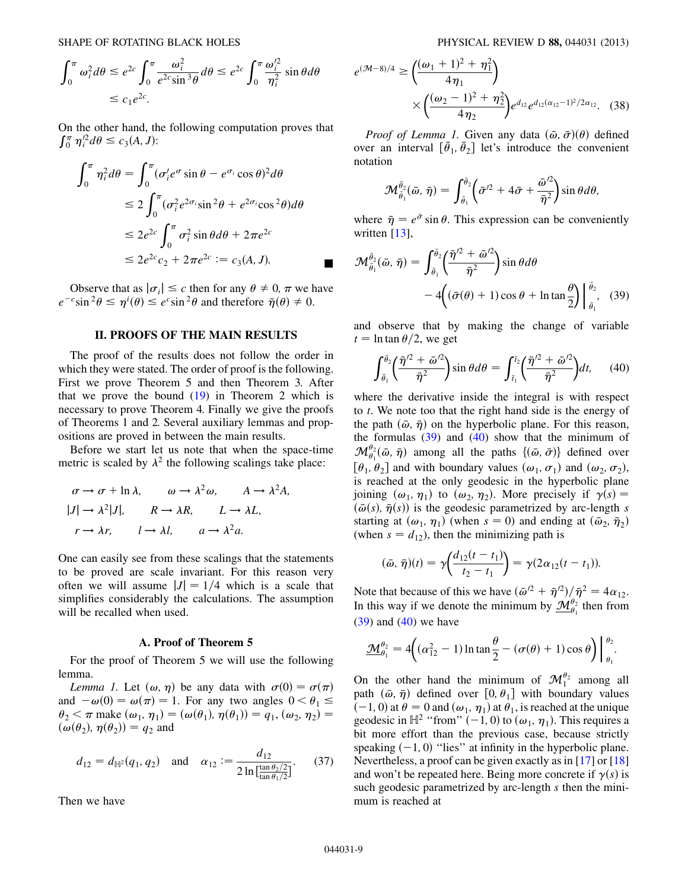$$\int_0^\pi \omega_i^2 d\theta \le e^{2c}\int_0^\pi \frac{\omega_i^2}{e^{2c}\sin^3\theta}d\theta \le e^{2c}\int_0^\pi \frac{\omega_i'^2}{\eta_i^2}\sin\theta d\theta$$
$$\le c_1 e^{2c}.$$

On the other hand, the following computation proves that $\int_0^\pi \eta_i'^2 d\theta \le c_3(A, J)$:

$$\begin{aligned}
\int_0^\pi \eta_i^2 d\theta &= \int_0^\pi (\sigma_i' e^{\sigma}\sin\theta - e^{\sigma_i}\cos\theta)^2 d\theta \\
&\le 2\int_0^\pi (\sigma_i^2 e^{2\sigma_i}\sin^2\theta + e^{2\sigma_i}\cos^2\theta)d\theta \\
&\le 2e^{2c}\int_0^\pi \sigma_i^2 \sin\theta d\theta + 2\pi e^{2c} \\
&\le 2e^{2c}c_2 + 2\pi e^{2c} := c_3(A, J).
\end{aligned}$$

■

Observe that as $|\sigma_i| \le c$ then for any $\theta \ne 0, \pi$ we have $e^{-c}\sin^2\theta \le \eta^i(\theta) \le e^c \sin^2\theta$ and therefore $\bar{\eta}(\theta) \ne 0$.

## II. PROOFS OF THE MAIN RESULTS

The proof of the results does not follow the order in which they were stated. The order of proof is the following. First we prove Theorem 5 and then Theorem 3. After that we prove the bound (19) in Theorem 2 which is necessary to prove Theorem 4. Finally we give the proofs of Theorems 1 and 2. Several auxiliary lemmas and propositions are proved in between the main results.

Before we start let us note that when the space-time metric is scaled by $\lambda^2$ the following scalings take place:

$$\sigma \to \sigma + \ln\lambda, \qquad \omega \to \lambda^2\omega, \qquad A \to \lambda^2 A,$$
$$|J| \to \lambda^2|J|, \qquad R \to \lambda R, \qquad L \to \lambda L,$$
$$r \to \lambda r, \qquad l \to \lambda l, \qquad a \to \lambda^2 a.$$

One can easily see from these scalings that the statements to be proved are scale invariant. For this reason very often we will assume $|J| = 1/4$ which is a scale that simplifies considerably the calculations. The assumption will be recalled when used.

### A. Proof of Theorem 5

For the proof of Theorem 5 we will use the following lemma.

*Lemma 1.* Let $(\omega, \eta)$ be any data with $\sigma(0) = \sigma(\pi)$ and $-\omega(0) = \omega(\pi) = 1$. For any two angles $0 < \theta_1 \le \theta_2 < \pi$ make $(\omega_1, \eta_1) = (\omega(\theta_1), \eta(\theta_1)) = q_1$, $(\omega_2, \eta_2) = (\omega(\theta_2), \eta(\theta_2)) = q_2$ and

$$d_{12} = d_{\mathbb{H}^2}(q_1, q_2) \quad \text{and} \quad \alpha_{12} := \frac{d_{12}}{2\ln\left[\frac{\tan\theta_2/2}{\tan\theta_1/2}\right]}. \tag{37}$$

Then we have

$$e^{(\mathcal{M}-8)/4} \ge \left(\frac{(\omega_1+1)^2 + \eta_1^2}{4\eta_1}\right) \times \left(\frac{(\omega_2-1)^2 + \eta_2^2}{4\eta_2}\right) e^{d_{12}} e^{d_{12}(\alpha_{12}-1)^2/2\alpha_{12}}. \tag{38}$$

*Proof of Lemma 1.* Given any data $(\bar{\omega}, \bar{\sigma})(\theta)$ defined over an interval $[\bar{\theta}_1, \bar{\theta}_2]$ let's introduce the convenient notation

$$\mathcal{M}_{\bar{\theta}_1}^{\bar{\theta}_2}(\bar{\omega}, \bar{\eta}) = \int_{\bar{\theta}_1}^{\bar{\theta}_2}\left(\bar{\sigma}'^2 + 4\bar{\sigma} + \frac{\bar{\omega}'^2}{\bar{\eta}^2}\right)\sin\theta d\theta,$$

where $\bar{\eta} = e^{\bar{\sigma}}\sin\theta$. This expression can be conveniently written [13],

$$\mathcal{M}_{\bar{\theta}_1}^{\bar{\theta}_2}(\bar{\omega}, \bar{\eta}) = \int_{\bar{\theta}_1}^{\bar{\theta}_2}\left(\frac{\bar{\eta}'^2 + \bar{\omega}'^2}{\bar{\eta}^2}\right)\sin\theta d\theta - 4\left((\bar{\sigma}(\theta)+1)\cos\theta + \ln\tan\frac{\theta}{2}\right)\Bigg|_{\bar{\theta}_1}^{\bar{\theta}_2}, \tag{39}$$

and observe that by making the change of variable $t = \ln\tan\theta/2$, we get

$$\int_{\bar{\theta}_1}^{\bar{\theta}_2}\left(\frac{\bar{\eta}'^2 + \bar{\omega}'^2}{\bar{\eta}^2}\right)\sin\theta d\theta = \int_{\bar{t}_1}^{\bar{t}_2}\left(\frac{\bar{\eta}'^2 + \bar{\omega}'^2}{\bar{\eta}^2}\right)dt, \tag{40}$$

where the derivative inside the integral is with respect to $t$. We note too that the right hand side is the energy of the path $(\bar{\omega}, \bar{\eta})$ on the hyperbolic plane. For this reason, the formulas (39) and (40) show that the minimum of $\mathcal{M}_{\theta_1}^{\theta_2}(\bar{\omega}, \bar{\eta})$ among all the paths $\{(\bar{\omega}, \bar{\sigma})\}$ defined over $[\theta_1, \theta_2]$ and with boundary values $(\omega_1, \sigma_1)$ and $(\omega_2, \sigma_2)$, is reached at the only geodesic in the hyperbolic plane joining $(\omega_1, \eta_1)$ to $(\omega_2, \eta_2)$. More precisely if $\gamma(s) = (\bar{\omega}(s), \bar{\eta}(s))$ is the geodesic parametrized by arc-length $s$ starting at $(\omega_1, \eta_1)$ (when $s = 0$) and ending at $(\bar{\omega}_2, \bar{\eta}_2)$ (when $s = d_{12}$), then the minimizing path is

$$(\bar{\omega}, \bar{\eta})(t) = \gamma\left(\frac{d_{12}(t - t_1)}{t_2 - t_1}\right) = \gamma(2\alpha_{12}(t - t_1)).$$

Note that because of this we have $(\bar{\omega}'^2 + \bar{\eta}'^2)/\bar{\eta}^2 = 4\alpha_{12}$. In this way if we denote the minimum by $\underline{\mathcal{M}}_{\theta_1}^{\theta_2}$ then from (39) and (40) we have

$$\underline{\mathcal{M}}_{\theta_1}^{\theta_2} = 4\left((\alpha_{12}^2 - 1)\ln\tan\frac{\theta}{2} - (\sigma(\theta)+1)\cos\theta\right)\Bigg|_{\theta_1}^{\theta_2}.$$

On the other hand the minimum of $\mathcal{M}_1^{\theta_2}$ among all path $(\bar{\omega}, \bar{\eta})$ defined over $[0, \theta_1]$ with boundary values $(-1, 0)$ at $\theta = 0$ and $(\omega_1, \eta_1)$ at $\theta_1$, is reached at the unique geodesic in $\mathbb{H}^2$ "from" $(-1, 0)$ to $(\omega_1, \eta_1)$. This requires a bit more effort than the previous case, because strictly speaking $(-1, 0)$ "lies" at infinity in the hyperbolic plane. Nevertheless, a proof can be given exactly as in [17] or [18] and won't be repeated here. Being more concrete if $\gamma(s)$ is such geodesic parametrized by arc-length $s$ then the minimum is reached at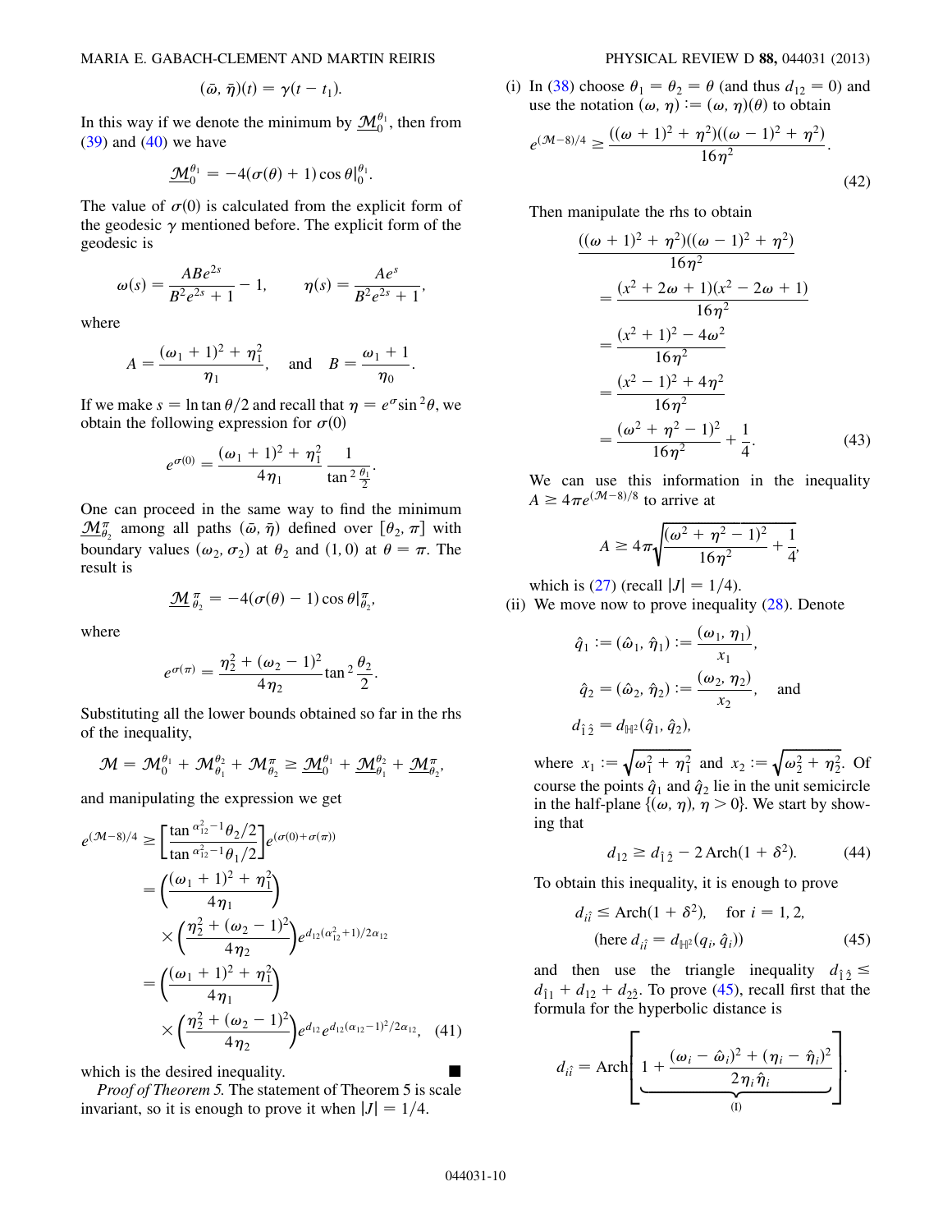$$(\bar{\omega}, \bar{\eta})(t) = \gamma(t - t_1).$$

In this way if we denote the minimum by $\underline{\mathcal{M}}_0^{\theta_1}$, then from (39) and (40) we have

$$\underline{\mathcal{M}}_0^{\theta_1} = -4(\sigma(\theta) + 1)\cos\theta|_0^{\theta_1}.$$

The value of $\sigma(0)$ is calculated from the explicit form of the geodesic $\gamma$ mentioned before. The explicit form of the geodesic is

$$\omega(s) = \frac{ABe^{2s}}{B^2e^{2s} + 1} - 1, \qquad \eta(s) = \frac{Ae^s}{B^2e^{2s} + 1},$$

where

$$A = \frac{(\omega_1 + 1)^2 + \eta_1^2}{\eta_1}, \quad \text{and} \quad B = \frac{\omega_1 + 1}{\eta_0}.$$

If we make $s = \ln \tan \theta/2$ and recall that $\eta = e^{\sigma} \sin^2\theta$, we obtain the following expression for $\sigma(0)$

$$e^{\sigma(0)} = \frac{(\omega_1 + 1)^2 + \eta_1^2}{4\eta_1} \frac{1}{\tan^2 \frac{\theta_1}{2}}.$$

One can proceed in the same way to find the minimum $\underline{\mathcal{M}}_{\theta_2}^{\pi}$ among all paths $(\bar{\omega}, \bar{\eta})$ defined over $[\theta_2, \pi]$ with boundary values $(\omega_2, \sigma_2)$ at $\theta_2$ and $(1, 0)$ at $\theta = \pi$. The result is

$$\underline{\mathcal{M}}_{\theta_2}^{\pi} = -4(\sigma(\theta) - 1)\cos\theta|_{\theta_2}^{\pi},$$

where

$$e^{\sigma(\pi)} = \frac{\eta_2^2 + (\omega_2 - 1)^2}{4\eta_2} \tan^2 \frac{\theta_2}{2}.$$

Substituting all the lower bounds obtained so far in the rhs of the inequality,

$$\mathcal{M} = \mathcal{M}_0^{\theta_1} + \mathcal{M}_{\theta_1}^{\theta_2} + \mathcal{M}_{\theta_2}^{\pi} \geq \underline{\mathcal{M}}_0^{\theta_1} + \underline{\mathcal{M}}_{\theta_1}^{\theta_2} + \underline{\mathcal{M}}_{\theta_2}^{\pi},$$

and manipulating the expression we get

$$\begin{aligned}
e^{(\mathcal{M}-8)/4} &\geq \left[\frac{\tan^{\alpha_{12}^2 - 1}\theta_2/2}{\tan^{\alpha_{12}^2 - 1}\theta_1/2}\right] e^{(\sigma(0) + \sigma(\pi))} \\
&= \left(\frac{(\omega_1 + 1)^2 + \eta_1^2}{4\eta_1}\right) \\
&\quad \times \left(\frac{\eta_2^2 + (\omega_2 - 1)^2}{4\eta_2}\right) e^{d_{12}(\alpha_{12}^2 + 1)/2\alpha_{12}} \\
&= \left(\frac{(\omega_1 + 1)^2 + \eta_1^2}{4\eta_1}\right) \\
&\quad \times \left(\frac{\eta_2^2 + (\omega_2 - 1)^2}{4\eta_2}\right) e^{d_{12}} e^{d_{12}(\alpha_{12} - 1)^2/2\alpha_{12}}, \quad (41)
\end{aligned}$$

which is the desired inequality. ∎

*Proof of Theorem 5.* The statement of Theorem 5 is scale invariant, so it is enough to prove it when $|J| = 1/4$.

(i) In (38) choose $\theta_1 = \theta_2 = \theta$ (and thus $d_{12} = 0$) and use the notation $(\omega, \eta) := (\omega, \eta)(\theta)$ to obtain

$$e^{(\mathcal{M}-8)/4} \geq \frac{((\omega + 1)^2 + \eta^2)((\omega - 1)^2 + \eta^2)}{16\eta^2}. \quad (42)$$

Then manipulate the rhs to obtain

$$\begin{aligned}
&\frac{((\omega + 1)^2 + \eta^2)((\omega - 1)^2 + \eta^2)}{16\eta^2} \\
&= \frac{(x^2 + 2\omega + 1)(x^2 - 2\omega + 1)}{16\eta^2} \\
&= \frac{(x^2 + 1)^2 - 4\omega^2}{16\eta^2} \\
&= \frac{(x^2 - 1)^2 + 4\eta^2}{16\eta^2} \\
&= \frac{(\omega^2 + \eta^2 - 1)^2}{16\eta^2} + \frac{1}{4}. \quad (43)
\end{aligned}$$

We can use this information in the inequality $A \geq 4\pi e^{(\mathcal{M}-8)/8}$ to arrive at

$$A \geq 4\pi \sqrt{\frac{(\omega^2 + \eta^2 - 1)^2}{16\eta^2} + \frac{1}{4}},$$

which is (27) (recall $|J| = 1/4$).

(ii) We move now to prove inequality (28). Denote

$$\begin{aligned}
\hat{q}_1 &:= (\hat{\omega}_1, \hat{\eta}_1) := \frac{(\omega_1, \eta_1)}{x_1}, \\
\hat{q}_2 &= (\hat{\omega}_2, \hat{\eta}_2) := \frac{(\omega_2, \eta_2)}{x_2}, \quad \text{and} \\
d_{\hat{1}\hat{2}} &= d_{\mathbb{H}^2}(\hat{q}_1, \hat{q}_2),
\end{aligned}$$

where $x_1 := \sqrt{\omega_1^2 + \eta_1^2}$ and $x_2 := \sqrt{\omega_2^2 + \eta_2^2}$. Of course the points $\hat{q}_1$ and $\hat{q}_2$ lie in the unit semicircle in the half-plane $\{(\omega, \eta), \eta > 0\}$. We start by showing that

$$d_{12} \geq d_{\hat{1}\hat{2}} - 2\,\text{Arch}(1 + \delta^2). \quad (44)$$

To obtain this inequality, it is enough to prove

$$d_{i\hat{i}} \leq \text{Arch}(1 + \delta^2), \quad \text{for } i = 1, 2, \qquad (\text{here } d_{i\hat{i}} = d_{\mathbb{H}^2}(q_i, \hat{q}_i)) \quad (45)$$

and then use the triangle inequality $d_{\hat{1}\hat{2}} \leq d_{\hat{1}1} + d_{12} + d_{2\hat{2}}$. To prove (45), recall first that the formula for the hyperbolic distance is

$$d_{i\hat{i}} = \text{Arch}\Bigg[\underbrace{1 + \frac{(\omega_i - \hat{\omega}_i)^2 + (\eta_i - \hat{\eta}_i)^2}{2\eta_i\hat{\eta}_i}}_{(\text{I})}\Bigg].$$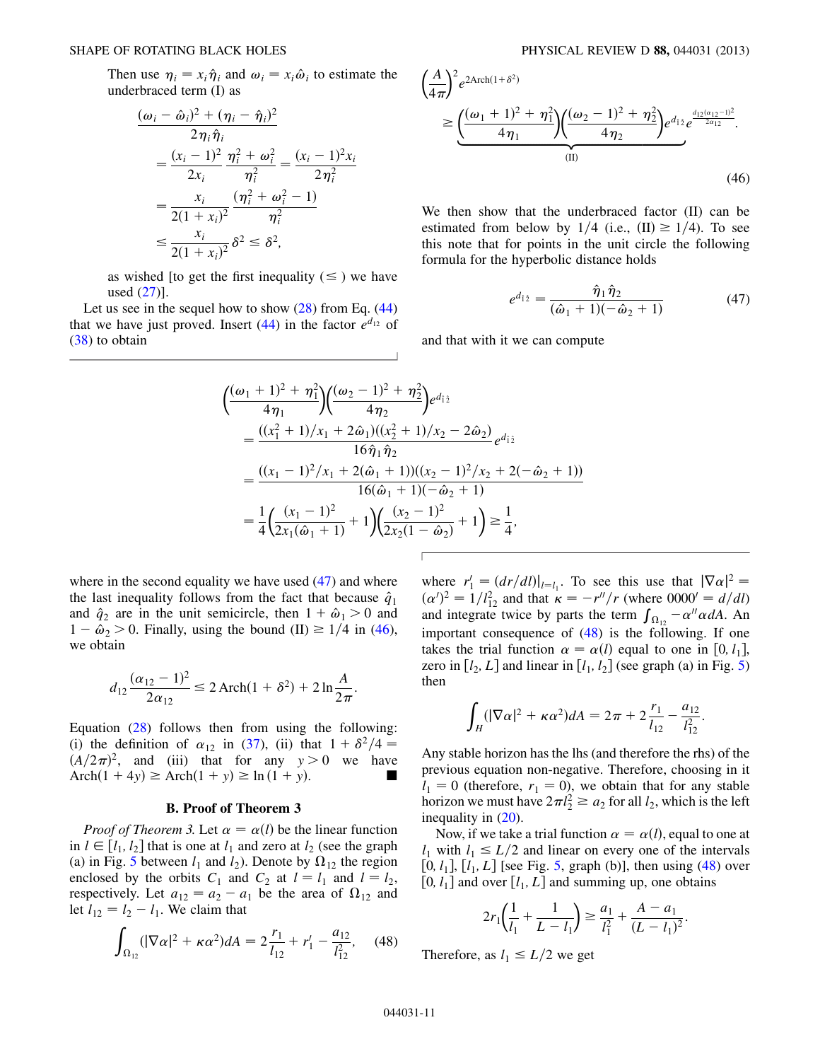Then use $\eta_i = x_i\hat{\eta}_i$ and $\omega_i = x_i\hat{\omega}_i$ to estimate the underbraced term (I) as

$$
\begin{aligned}
\frac{(\omega_i - \hat{\omega}_i)^2 + (\eta_i - \hat{\eta}_i)^2}{2\eta_i\hat{\eta}_i}
&= \frac{(x_i-1)^2}{2x_i}\frac{\eta_i^2+\omega_i^2}{\eta_i^2} = \frac{(x_i-1)^2 x_i}{2\eta_i^2} \\
&= \frac{x_i}{2(1+x_i)^2}\frac{(\eta_i^2+\omega_i^2-1)}{\eta_i^2} \\
&\leq \frac{x_i}{2(1+x_i)^2}\delta^2 \leq \delta^2,
\end{aligned}
$$

as wished [to get the first inequality ($\leq$) we have used (27)].

Let us see in the sequel how to show (28) from Eq. (44) that we have just proved. Insert (44) in the factor $e^{d_{12}}$ of (38) to obtain

$$
\left(\frac{A}{4\pi}\right)^2 e^{2\mathrm{Arch}(1+\delta^2)} \geq \underbrace{\left(\frac{(\omega_1+1)^2+\eta_1^2}{4\eta_1}\right)\left(\frac{(\omega_2-1)^2+\eta_2^2}{4\eta_2}\right)e^{d_{\hat{1}\hat{2}}}}_{\text{(II)}} e^{\frac{d_{12}(\alpha_{12}-1)^2}{2\alpha_{12}}}. \tag{46}
$$

We then show that the underbraced factor (II) can be estimated from below by $1/4$ (i.e., (II) $\geq 1/4$). To see this note that for points in the unit circle the following formula for the hyperbolic distance holds

$$
e^{d_{\hat{1}\hat{2}}} = \frac{\hat{\eta}_1\hat{\eta}_2}{(\hat{\omega}_1+1)(-\hat{\omega}_2+1)} \tag{47}
$$

and that with it we can compute

$$
\begin{aligned}
&\left(\frac{(\omega_1+1)^2+\eta_1^2}{4\eta_1}\right)\left(\frac{(\omega_2-1)^2+\eta_2^2}{4\eta_2}\right)e^{d_{\hat{1}\hat{2}}} \\
&= \frac{((x_1^2+1)/x_1 + 2\hat{\omega}_1)((x_2^2+1)/x_2 - 2\hat{\omega}_2)}{16\hat{\eta}_1\hat{\eta}_2}e^{d_{\hat{1}\hat{2}}} \\
&= \frac{((x_1-1)^2/x_1 + 2(\hat{\omega}_1+1))((x_2-1)^2/x_2 + 2(-\hat{\omega}_2+1))}{16(\hat{\omega}_1+1)(-\hat{\omega}_2+1)} \\
&= \frac{1}{4}\left(\frac{(x_1-1)^2}{2x_1(\hat{\omega}_1+1)}+1\right)\left(\frac{(x_2-1)^2}{2x_2(1-\hat{\omega}_2)}+1\right) \geq \frac{1}{4},
\end{aligned}
$$

where in the second equality we have used (47) and where the last inequality follows from the fact that because $\hat{q}_1$ and $\hat{q}_2$ are in the unit semicircle, then $1+\hat{\omega}_1 > 0$ and $1-\hat{\omega}_2 > 0$. Finally, using the bound (II) $\geq 1/4$ in (46), we obtain

$$
d_{12}\frac{(\alpha_{12}-1)^2}{2\alpha_{12}} \leq 2\,\mathrm{Arch}(1+\delta^2) + 2\ln\frac{A}{2\pi}.
$$

Equation (28) follows then from using the following: (i) the definition of $\alpha_{12}$ in (37), (ii) that $1+\delta^2/4 = (A/2\pi)^2$, and (iii) that for any $y > 0$ we have $\mathrm{Arch}(1+4y) \geq \mathrm{Arch}(1+y) \geq \ln(1+y)$. ■

### B. Proof of Theorem 3

*Proof of Theorem 3.* Let $\alpha = \alpha(l)$ be the linear function in $l \in [l_1, l_2]$ that is one at $l_1$ and zero at $l_2$ (see the graph (a) in Fig. 5 between $l_1$ and $l_2$). Denote by $\Omega_{12}$ the region enclosed by the orbits $C_1$ and $C_2$ at $l = l_1$ and $l = l_2$, respectively. Let $a_{12} = a_2 - a_1$ be the area of $\Omega_{12}$ and let $l_{12} = l_2 - l_1$. We claim that

$$
\int_{\Omega_{12}} (|\nabla\alpha|^2 + \kappa\alpha^2)dA = 2\frac{r_1}{l_{12}} + r_1' - \frac{a_{12}}{l_{12}^2}, \tag{48}
$$

where $r_1' = (dr/dl)|_{l=l_1}$. To see this use that $|\nabla\alpha|^2 = (\alpha')^2 = 1/l_{12}^2$ and that $\kappa = -r''/r$ (where $0000' = d/dl$) and integrate twice by parts the term $\int_{\Omega_{12}} -\alpha''\alpha dA$. An important consequence of (48) is the following. If one takes the trial function $\alpha = \alpha(l)$ equal to one in $[0, l_1]$, zero in $[l_2, L]$ and linear in $[l_1, l_2]$ (see graph (a) in Fig. 5) then

$$
\int_H (|\nabla\alpha|^2 + \kappa\alpha^2)dA = 2\pi + 2\frac{r_1}{l_{12}} - \frac{a_{12}}{l_{12}^2}.
$$

Any stable horizon has the lhs (and therefore the rhs) of the previous equation non-negative. Therefore, choosing in it $l_1 = 0$ (therefore, $r_1 = 0$), we obtain that for any stable horizon we must have $2\pi l_2^2 \geq a_2$ for all $l_2$, which is the left inequality in (20).

Now, if we take a trial function $\alpha = \alpha(l)$, equal to one at $l_1$ with $l_1 \leq L/2$ and linear on every one of the intervals $[0, l_1]$, $[l_1, L]$ [see Fig. 5, graph (b)], then using (48) over $[0, l_1]$ and over $[l_1, L]$ and summing up, one obtains

$$
2r_1\left(\frac{1}{l_1} + \frac{1}{L-l_1}\right) \geq \frac{a_1}{l_1^2} + \frac{A-a_1}{(L-l_1)^2}.
$$

Therefore, as $l_1 \leq L/2$ we get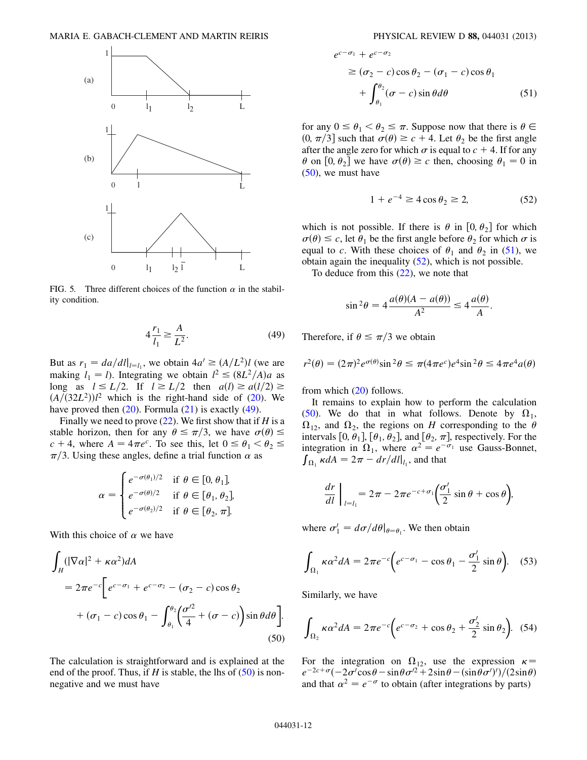FIG. 5. Three different choices of the function $\alpha$ in the stability condition.

$$4\frac{r_1}{l_1} \geq \frac{A}{L^2}. \tag{49}$$

But as $r_1 = da/dl|_{l=l_1}$, we obtain $4a' \geq (A/L^2)l$ (we are making $l_1 = l$). Integrating we obtain $l^2 \leq (8L^2/A)a$ as long as $l \leq L/2$. If $l \geq L/2$ then $a(l) \geq a(l/2) \geq (A/(32L^2))l^2$ which is the right-hand side of (20). We have proved then (20). Formula (21) is exactly (49).

Finally we need to prove (22). We first show that if $H$ is a stable horizon, then for any $\theta \leq \pi/3$, we have $\sigma(\theta) \leq c + 4$, where $A = 4\pi e^c$. To see this, let $0 \leq \theta_1 < \theta_2 \leq \pi/3$. Using these angles, define a trial function $\alpha$ as

$$\alpha = \begin{cases} e^{-\sigma(\theta_1)/2} & \text{if } \theta \in [0, \theta_1], \\ e^{-\sigma(\theta)/2} & \text{if } \theta \in [\theta_1, \theta_2], \\ e^{-\sigma(\theta_2)/2} & \text{if } \theta \in [\theta_2, \pi]. \end{cases}$$

With this choice of $\alpha$ we have

$$\begin{aligned}\int_H (|\nabla\alpha|^2 + \kappa\alpha^2)dA &= 2\pi e^{-c}\Big[e^{c-\sigma_1} + e^{c-\sigma_2} - (\sigma_2 - c)\cos\theta_2 \\ &\quad + (\sigma_1 - c)\cos\theta_1 - \int_{\theta_1}^{\theta_2}\Big(\frac{\sigma'^2}{4} + (\sigma - c)\Big)\sin\theta d\theta\Big].\end{aligned} \tag{50}$$

The calculation is straightforward and is explained at the end of the proof. Thus, if $H$ is stable, the lhs of (50) is nonnegative and we must have

$$\begin{aligned}e^{c-\sigma_1} + e^{c-\sigma_2} &\geq (\sigma_2 - c)\cos\theta_2 - (\sigma_1 - c)\cos\theta_1 \\ &\quad + \int_{\theta_1}^{\theta_2}(\sigma - c)\sin\theta d\theta\end{aligned} \tag{51}$$

for any $0 \leq \theta_1 < \theta_2 \leq \pi$. Suppose now that there is $\theta \in (0, \pi/3]$ such that $\sigma(\theta) \geq c + 4$. Let $\theta_2$ be the first angle after the angle zero for which $\sigma$ is equal to $c + 4$. If for any $\theta$ on $[0, \theta_2]$ we have $\sigma(\theta) \geq c$ then, choosing $\theta_1 = 0$ in (50), we must have

$$1 + e^{-4} \geq 4\cos\theta_2 \geq 2, \tag{52}$$

which is not possible. If there is $\theta$ in $[0, \theta_2]$ for which $\sigma(\theta) \leq c$, let $\theta_1$ be the first angle before $\theta_2$ for which $\sigma$ is equal to $c$. With these choices of $\theta_1$ and $\theta_2$ in (51), we obtain again the inequality (52), which is not possible.

To deduce from this (22), we note that

$$\sin^2\theta = 4\frac{a(\theta)(A - a(\theta))}{A^2} \leq 4\frac{a(\theta)}{A}.$$

Therefore, if $\theta \leq \pi/3$ we obtain

$$r^2(\theta) = (2\pi)^2 e^{\sigma(\theta)}\sin^2\theta \leq \pi(4\pi e^c)e^4\sin^2\theta \leq 4\pi e^4 a(\theta)$$

from which (20) follows.

It remains to explain how to perform the calculation (50). We do that in what follows. Denote by $\Omega_1$, $\Omega_{12}$, and $\Omega_2$, the regions on $H$ corresponding to the $\theta$ intervals $[0, \theta_1]$, $[\theta_1, \theta_2]$, and $[\theta_2, \pi]$, respectively. For the integration in $\Omega_1$, where $\alpha^2 = e^{-\sigma_1}$ use Gauss-Bonnet, $\int_{\Omega_1}\kappa dA = 2\pi - dr/dl|_{l_1}$, and that

$$\frac{dr}{dl}\bigg|_{l=l_1} = 2\pi - 2\pi e^{-c+\sigma_1}\Big(\frac{\sigma_1'}{2}\sin\theta + \cos\theta\Big),$$

where $\sigma_1' = d\sigma/d\theta|_{\theta=\theta_1}$. We then obtain

$$\int_{\Omega_1}\kappa\alpha^2 dA = 2\pi e^{-c}\Big(e^{c-\sigma_1} - \cos\theta_1 - \frac{\sigma_1'}{2}\sin\theta\Big). \tag{53}$$

Similarly, we have

$$\int_{\Omega_2}\kappa\alpha^2 dA = 2\pi e^{-c}\Big(e^{c-\sigma_2} + \cos\theta_2 + \frac{\sigma_2'}{2}\sin\theta_2\Big). \tag{54}$$

For the integration on $\Omega_{12}$, use the expression $\kappa = e^{-2c+\sigma}(-2\sigma'\cos\theta - \sin\theta\sigma'^2 + 2\sin\theta - (\sin\theta\sigma')')/(2\sin\theta)$ and that $\alpha^2 = e^{-\sigma}$ to obtain (after integrations by parts)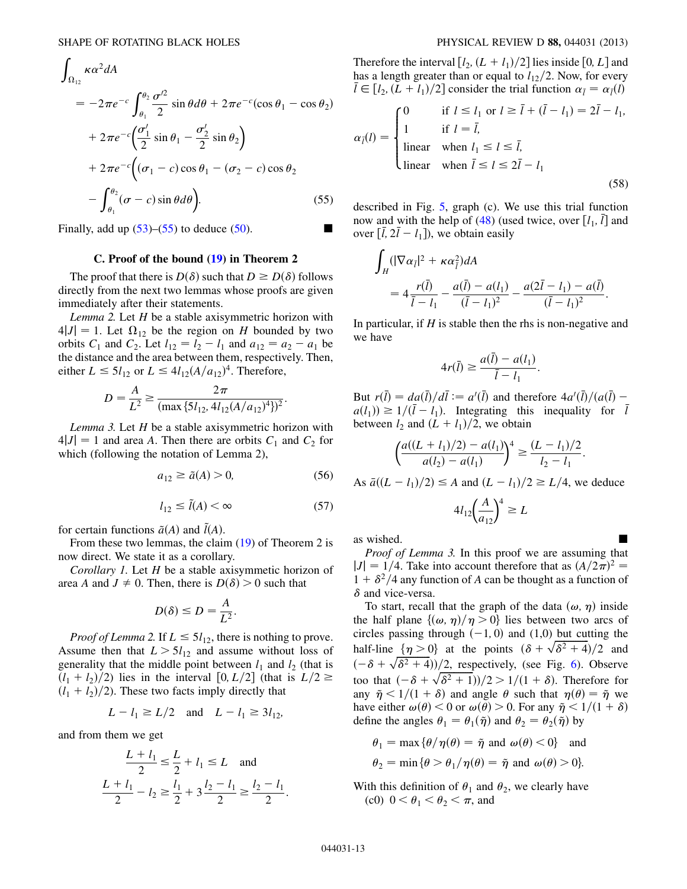$$
\begin{aligned}
\int_{\Omega_{12}} \kappa\alpha^2 dA
&= -2\pi e^{-c}\int_{\theta_1}^{\theta_2}\frac{\sigma'^2}{2}\sin\theta d\theta + 2\pi e^{-c}(\cos\theta_1-\cos\theta_2)\\
&\quad + 2\pi e^{-c}\left(\frac{\sigma_1'}{2}\sin\theta_1 - \frac{\sigma_2'}{2}\sin\theta_2\right)\\
&\quad + 2\pi e^{-c}\bigg((\sigma_1-c)\cos\theta_1-(\sigma_2-c)\cos\theta_2\\
&\quad - \int_{\theta_1}^{\theta_2}(\sigma-c)\sin\theta d\theta\bigg). \qquad (55)
\end{aligned}
$$

Finally, add up (53)–(55) to deduce (50). ■

### C. Proof of the bound (19) in Theorem 2

The proof that there is $D(\delta)$ such that $D \geq D(\delta)$ follows directly from the next two lemmas whose proofs are given immediately after their statements.

*Lemma 2.* Let $H$ be a stable axisymmetric horizon with $4|J| = 1$. Let $\Omega_{12}$ be the region on $H$ bounded by two orbits $C_1$ and $C_2$. Let $l_{12} = l_2 - l_1$ and $a_{12} = a_2 - a_1$ be the distance and the area between them, respectively. Then, either $L \leq 5l_{12}$ or $L \leq 4l_{12}(A/a_{12})^4$. Therefore,

$$
D = \frac{A}{L^2} \geq \frac{2\pi}{(\max\{5l_{12}, 4l_{12}(A/a_{12})^4\})^2}.
$$

*Lemma 3.* Let $H$ be a stable axisymmetric horizon with $4|J| = 1$ and area $A$. Then there are orbits $C_1$ and $C_2$ for which (following the notation of Lemma 2),

$$
a_{12} \geq \tilde{a}(A) > 0, \qquad (56)
$$

$$
l_{12} \leq \tilde{l}(A) < \infty \qquad (57)
$$

for certain functions $\tilde{a}(A)$ and $\tilde{l}(A)$.

From these two lemmas, the claim (19) of Theorem 2 is now direct. We state it as a corollary.

*Corollary 1.* Let $H$ be a stable axisymmetric horizon of area $A$ and $J \neq 0$. Then, there is $D(\delta) > 0$ such that

$$
D(\delta) \leq D = \frac{A}{L^2}.
$$

*Proof of Lemma 2.* If $L \leq 5l_{12}$, there is nothing to prove. Assume then that $L > 5l_{12}$ and assume without loss of generality that the middle point between $l_1$ and $l_2$ (that is $(l_1 + l_2)/2$) lies in the interval $[0, L/2]$ (that is $L/2 \geq (l_1 + l_2)/2$). These two facts imply directly that

$$
L - l_1 \geq L/2 \quad \text{and} \quad L - l_1 \geq 3l_{12},
$$

and from them we get

$$
\frac{L + l_1}{2} \leq \frac{L}{2} + l_1 \leq L \quad \text{and}
$$

$$
\frac{L + l_1}{2} - l_2 \geq \frac{l_1}{2} + 3\frac{l_2 - l_1}{2} \geq \frac{l_2 - l_1}{2}.
$$

Therefore the interval $[l_2, (L + l_1)/2]$ lies inside $[0, L]$ and has a length greater than or equal to $l_{12}/2$. Now, for every $\bar{l} \in [l_2, (L + l_1)/2]$ consider the trial function $\alpha_{\bar{l}} = \alpha_{\bar{l}}(l)$

$$
\alpha_{\bar{l}}(l) = \begin{cases} 0 & \text{if } l \leq l_1 \text{ or } l \geq \bar{l} + (\bar{l} - l_1) = 2\bar{l} - l_1, \\ 1 & \text{if } l = \bar{l}, \\ \text{linear} & \text{when } l_1 \leq l \leq \bar{l}, \\ \text{linear} & \text{when } \bar{l} \leq l \leq 2\bar{l} - l_1 \end{cases} \qquad (58)
$$

described in Fig. 5, graph (c). We use this trial function now and with the help of (48) (used twice, over $[l_1, \bar{l}]$ and over $[\bar{l}, 2\bar{l} - l_1]$), we obtain easily

$$
\int_H (|\nabla\alpha_{\bar{l}}|^2 + \kappa\alpha_{\bar{l}}^2)dA = 4\frac{r(\bar{l})}{\bar{l} - l_1} - \frac{a(\bar{l}) - a(l_1)}{(\bar{l} - l_1)^2} - \frac{a(2\bar{l} - l_1) - a(\bar{l})}{(\bar{l} - l_1)^2}.
$$

In particular, if $H$ is stable then the rhs is non-negative and we have

$$
4r(\bar{l}) \geq \frac{a(\bar{l}) - a(l_1)}{\bar{l} - l_1}.
$$

But $r(\bar{l}) = da(\bar{l})/d\bar{l} := a'(\bar{l})$ and therefore $4a'(\bar{l})/(a(\bar{l}) - a(l_1)) \geq 1/(\bar{l} - l_1)$. Integrating this inequality for $\bar{l}$ between $l_2$ and $(L + l_1)/2$, we obtain

$$
\left(\frac{a((L + l_1)/2) - a(l_1)}{a(l_2) - a(l_1)}\right)^4 \geq \frac{(L - l_1)/2}{l_2 - l_1}.
$$

As $\bar{a}((L - l_1)/2) \leq A$ and $(L - l_1)/2 \geq L/4$, we deduce

$$
4l_{12}\left(\frac{A}{a_{12}}\right)^4 \geq L
$$

as wished. ■

*Proof of Lemma 3.* In this proof we are assuming that $|J| = 1/4$. Take into account therefore that as $(A/2\pi)^2 = 1 + \delta^2/4$ any function of $A$ can be thought as a function of $\delta$ and vice-versa.

To start, recall that the graph of the data $(\omega, \eta)$ inside the half plane $\{(\omega, \eta)/\eta > 0\}$ lies between two arcs of circles passing through $(-1, 0)$ and $(1,0)$ but cutting the half-line $\{\eta > 0\}$ at the points $(\delta + \sqrt{\delta^2 + 4})/2$ and $(-\delta + \sqrt{\delta^2 + 4}))/2$, respectively, (see Fig. 6). Observe too that $(-\delta + \sqrt{\delta^2 + 1}))/2 > 1/(1 + \delta)$. Therefore for any $\bar{\eta} < 1/(1 + \delta)$ and angle $\theta$ such that $\eta(\theta) = \bar{\eta}$ we have either $\omega(\theta) < 0$ or $\omega(\theta) > 0$. For any $\bar{\eta} < 1/(1 + \delta)$ define the angles $\theta_1 = \theta_1(\bar{\eta})$ and $\theta_2 = \theta_2(\bar{\eta})$ by

$$
\theta_1 = \max\{\theta/\eta(\theta) = \bar{\eta} \text{ and } \omega(\theta) < 0\} \quad \text{and}
$$

$$
\theta_2 = \min\{\theta > \theta_1/\eta(\theta) = \bar{\eta} \text{ and } \omega(\theta) > 0\}.
$$

With this definition of $\theta_1$ and $\theta_2$, we clearly have

(c0) $0 < \theta_1 < \theta_2 < \pi$, and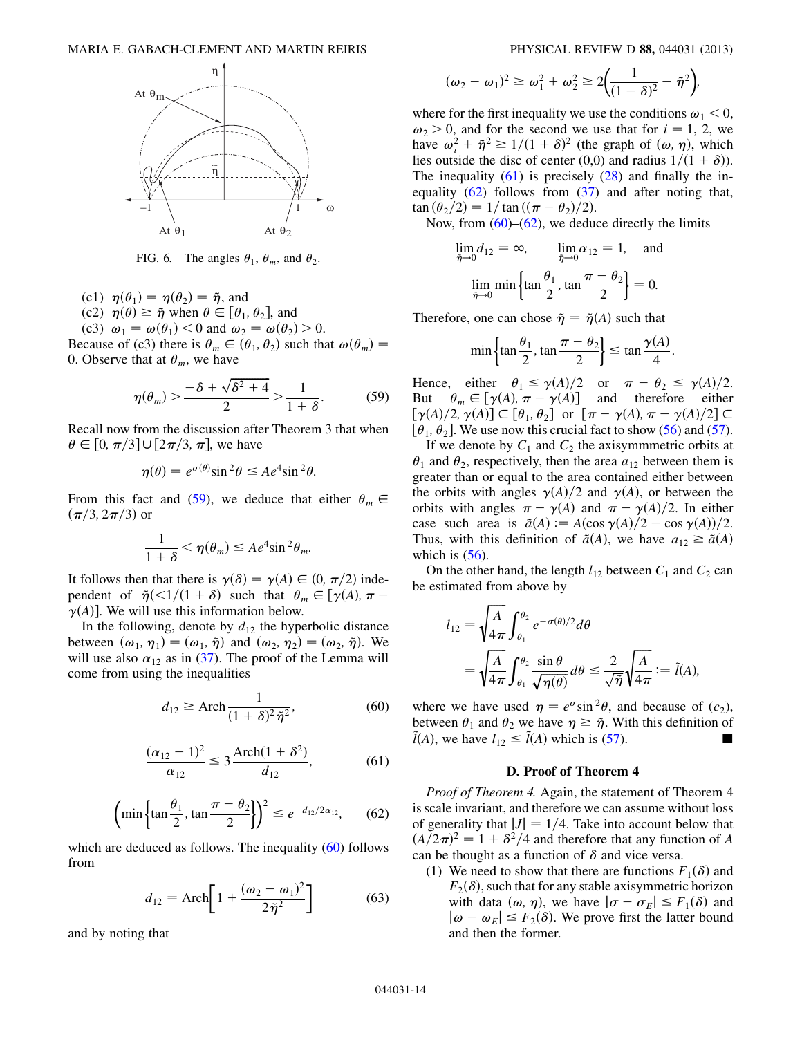FIG. 6. The angles $\theta_1$, $\theta_m$, and $\theta_2$.

(c1) $\eta(\theta_1) = \eta(\theta_2) = \tilde{\eta}$, and
(c2) $\eta(\theta) \geq \tilde{\eta}$ when $\theta \in [\theta_1, \theta_2]$, and
(c3) $\omega_1 = \omega(\theta_1) < 0$ and $\omega_2 = \omega(\theta_2) > 0$.

Because of (c3) there is $\theta_m \in (\theta_1, \theta_2)$ such that $\omega(\theta_m) = 0$. Observe that at $\theta_m$, we have

$$\eta(\theta_m) > \frac{-\delta + \sqrt{\delta^2 + 4}}{2} > \frac{1}{1+\delta}. \tag{59}$$

Recall now from the discussion after Theorem 3 that when $\theta \in [0, \pi/3] \cup [2\pi/3, \pi]$, we have

$$\eta(\theta) = e^{\sigma(\theta)} \sin^2\theta \leq A e^4 \sin^2\theta.$$

From this fact and (59), we deduce that either $\theta_m \in (\pi/3, 2\pi/3)$ or

$$\frac{1}{1+\delta} < \eta(\theta_m) \leq A e^4 \sin^2\theta_m.$$

It follows then that there is $\gamma(\delta) = \gamma(A) \in (0, \pi/2)$ independent of $\tilde{\eta}(<1/(1+\delta)$ such that $\theta_m \in [\gamma(A), \pi - \gamma(A)]$. We will use this information below.

In the following, denote by $d_{12}$ the hyperbolic distance between $(\omega_1, \eta_1) = (\omega_1, \tilde{\eta})$ and $(\omega_2, \eta_2) = (\omega_2, \tilde{\eta})$. We will use also $\alpha_{12}$ as in (37). The proof of the Lemma will come from using the inequalities

$$d_{12} \geq \mathrm{Arch} \frac{1}{(1+\delta)^2 \tilde{\eta}^2}, \tag{60}$$

$$\frac{(\alpha_{12} - 1)^2}{\alpha_{12}} \leq 3 \frac{\mathrm{Arch}(1 + \delta^2)}{d_{12}}, \tag{61}$$

$$\left(\min\left\{\tan\frac{\theta_1}{2}, \tan\frac{\pi - \theta_2}{2}\right\}\right)^2 \leq e^{-d_{12}/2\alpha_{12}}, \tag{62}$$

which are deduced as follows. The inequality (60) follows from

$$d_{12} = \mathrm{Arch}\left[1 + \frac{(\omega_2 - \omega_1)^2}{2\tilde{\eta}^2}\right] \tag{63}$$

and by noting that

$$(\omega_2 - \omega_1)^2 \geq \omega_1^2 + \omega_2^2 \geq 2\left(\frac{1}{(1+\delta)^2} - \tilde{\eta}^2\right),$$

where for the first inequality we use the conditions $\omega_1 < 0$, $\omega_2 > 0$, and for the second we use that for $i = 1, 2$, we have $\omega_i^2 + \tilde{\eta}^2 \geq 1/(1+\delta)^2$ (the graph of $(\omega, \eta)$, which lies outside the disc of center $(0,0)$ and radius $1/(1+\delta)$). The inequality (61) is precisely (28) and finally the inequality (62) follows from (37) and after noting that, $\tan(\theta_2/2) = 1/\tan((\pi - \theta_2)/2)$.

Now, from (60)–(62), we deduce directly the limits

$$\lim_{\tilde{\eta}\to 0} d_{12} = \infty, \qquad \lim_{\tilde{\eta}\to 0} \alpha_{12} = 1, \quad \text{and}$$

$$\lim_{\tilde{\eta}\to 0} \min\left\{\tan\frac{\theta_1}{2}, \tan\frac{\pi - \theta_2}{2}\right\} = 0.$$

Therefore, one can chose $\tilde{\eta} = \tilde{\eta}(A)$ such that

$$\min\left\{\tan\frac{\theta_1}{2}, \tan\frac{\pi - \theta_2}{2}\right\} \leq \tan\frac{\gamma(A)}{4}.$$

Hence, either $\theta_1 \leq \gamma(A)/2$ or $\pi - \theta_2 \leq \gamma(A)/2$. But $\theta_m \in [\gamma(A), \pi - \gamma(A)]$ and therefore either $[\gamma(A)/2, \gamma(A)] \subset [\theta_1, \theta_2]$ or $[\pi - \gamma(A), \pi - \gamma(A)/2] \subset [\theta_1, \theta_2]$. We use now this crucial fact to show (56) and (57).

If we denote by $C_1$ and $C_2$ the axisymmmetric orbits at $\theta_1$ and $\theta_2$, respectively, then the area $a_{12}$ between them is greater than or equal to the area contained either between the orbits with angles $\gamma(A)/2$ and $\gamma(A)$, or between the orbits with angles $\pi - \gamma(A)$ and $\pi - \gamma(A)/2$. In either case such area is $\tilde{a}(A) := A(\cos\gamma(A)/2 - \cos\gamma(A))/2$. Thus, with this definition of $\tilde{a}(A)$, we have $a_{12} \geq \tilde{a}(A)$ which is (56).

On the other hand, the length $l_{12}$ between $C_1$ and $C_2$ can be estimated from above by

$$l_{12} = \sqrt{\frac{A}{4\pi}} \int_{\theta_1}^{\theta_2} e^{-\sigma(\theta)/2} d\theta$$

$$= \sqrt{\frac{A}{4\pi}} \int_{\theta_1}^{\theta_2} \frac{\sin\theta}{\sqrt{\eta(\theta)}} d\theta \leq \frac{2}{\sqrt{\tilde{\eta}}} \sqrt{\frac{A}{4\pi}} := \tilde{l}(A),$$

where we have used $\eta = e^\sigma \sin^2\theta$, and because of $(c_2)$, between $\theta_1$ and $\theta_2$ we have $\eta \geq \tilde{\eta}$. With this definition of $\tilde{l}(A)$, we have $l_{12} \leq \tilde{l}(A)$ which is (57). ■

### D. Proof of Theorem 4

*Proof of Theorem 4.* Again, the statement of Theorem 4 is scale invariant, and therefore we can assume without loss of generality that $|J| = 1/4$. Take into account below that $(A/2\pi)^2 = 1 + \delta^2/4$ and therefore that any function of $A$ can be thought as a function of $\delta$ and vice versa.

(1) We need to show that there are functions $F_1(\delta)$ and $F_2(\delta)$, such that for any stable axisymmetric horizon with data $(\omega, \eta)$, we have $|\sigma - \sigma_E| \leq F_1(\delta)$ and $|\omega - \omega_E| \leq F_2(\delta)$. We prove first the latter bound and then the former.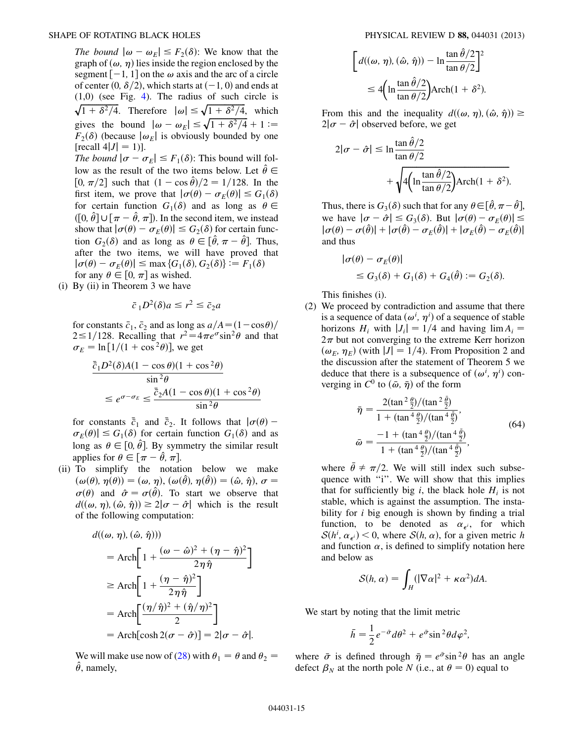*The bound* $|\omega - \omega_E| \leq F_2(\delta)$: We know that the graph of $(\omega, \eta)$ lies inside the region enclosed by the segment $[-1, 1]$ on the $\omega$ axis and the arc of a circle of center $(0, \delta/2)$, which starts at $(-1, 0)$ and ends at $(1,0)$ (see Fig. 4). The radius of such circle is $\sqrt{1 + \delta^2/4}$. Therefore $|\omega| \leq \sqrt{1 + \delta^2/4}$, which gives the bound $|\omega - \omega_E| \leq \sqrt{1 + \delta^2/4} + 1 := F_2(\delta)$ (because $|\omega_E|$ is obviously bounded by one [recall $4|J| = 1$)].

*The bound* $|\sigma - \sigma_E| \leq F_1(\delta)$: This bound will follow as the result of the two items below. Let $\hat{\theta} \in [0, \pi/2]$ such that $(1 - \cos\hat{\theta})/2 = 1/128$. In the first item, we prove that $|\sigma(\theta) - \sigma_E(\theta)| \leq G_1(\delta)$ for certain function $G_1(\delta)$ and as long as $\theta \in ([0, \hat{\theta}] \cup [\pi - \hat{\theta}, \pi])$. In the second item, we instead show that $|\sigma(\theta) - \sigma_E(\theta)| \leq G_2(\delta)$ for certain function $G_2(\delta)$ and as long as $\theta \in [\hat{\theta}, \pi - \hat{\theta}]$. Thus, after the two items, we will have proved that $|\sigma(\theta) - \sigma_E(\theta)| \leq \max\{G_1(\delta), G_2(\delta)\} := F_1(\delta)$ for any $\theta \in [0, \pi]$ as wished.

(i) By (ii) in Theorem 3 we have

$$\bar{c}_1 D^2(\delta) a \leq r^2 \leq \bar{c}_2 a$$

for constants $\bar{c}_1$, $\bar{c}_2$ and as long as $a/A = (1 - \cos\theta)/2 \leq 1/128$. Recalling that $r^2 = 4\pi e^{\sigma} \sin^2\theta$ and that $\sigma_E = \ln[1/(1 + \cos^2\theta)]$, we get

$$\frac{\bar{\bar{c}}_1 D^2(\delta) A (1 - \cos\theta)(1 + \cos^2\theta)}{\sin^2\theta} \leq e^{\sigma - \sigma_E} \leq \frac{\bar{\bar{c}}_2 A (1 - \cos\theta)(1 + \cos^2\theta)}{\sin^2\theta}$$

for constants $\bar{\bar{c}}_1$ and $\bar{\bar{c}}_2$. It follows that $|\sigma(\theta) - \sigma_E(\theta)| \leq G_1(\delta)$ for certain function $G_1(\delta)$ and as long as $\theta \in [0, \hat{\theta}]$. By symmetry the similar result applies for $\theta \in [\pi - \hat{\theta}, \pi]$.

(ii) To simplify the notation below we make $(\omega(\theta), \eta(\theta)) = (\omega, \eta)$, $(\omega(\hat{\theta}), \eta(\hat{\theta})) = (\hat{\omega}, \hat{\eta})$, $\sigma = \sigma(\theta)$ and $\hat{\sigma} = \sigma(\hat{\theta})$. To start we observe that $d((\omega, \eta), (\hat{\omega}, \hat{\eta})) \geq 2|\sigma - \hat{\sigma}|$ which is the result of the following computation:

$$\begin{aligned} d((\omega, \eta), (\hat{\omega}, \hat{\eta}))) &= \mathrm{Arch}\left[1 + \frac{(\omega - \hat{\omega})^2 + (\eta - \hat{\eta})^2}{2\eta\hat{\eta}}\right] \\ &\geq \mathrm{Arch}\left[1 + \frac{(\eta - \hat{\eta})^2}{2\eta\hat{\eta}}\right] \\ &= \mathrm{Arch}\left[\frac{(\eta/\hat{\eta})^2 + (\hat{\eta}/\eta)^2}{2}\right] \\ &= \mathrm{Arch}[\cosh 2(\sigma - \hat{\sigma})] = 2|\sigma - \hat{\sigma}|. \end{aligned}$$

We will make use now of (28) with $\theta_1 = \theta$ and $\theta_2 = \hat{\theta}$, namely,

$$\left[d((\omega, \eta), (\hat{\omega}, \hat{\eta})) - \ln\frac{\tan\hat{\theta}/2}{\tan\theta/2}\right]^2 \leq 4\left(\ln\frac{\tan\hat{\theta}/2}{\tan\theta/2}\right)\mathrm{Arch}(1 + \delta^2).$$

From this and the inequality $d((\omega, \eta), (\hat{\omega}, \hat{\eta})) \geq 2|\sigma - \hat{\sigma}|$ observed before, we get

$$2|\sigma - \hat{\sigma}| \leq \ln\frac{\tan\hat{\theta}/2}{\tan\theta/2} + \sqrt{4\left(\ln\frac{\tan\hat{\theta}/2}{\tan\theta/2}\right)\mathrm{Arch}(1 + \delta^2)}.$$

Thus, there is $G_3(\delta)$ such that for any $\theta \in [\hat{\theta}, \pi - \hat{\theta}]$, we have $|\sigma - \hat{\sigma}| \leq G_3(\delta)$. But $|\sigma(\theta) - \sigma_E(\theta)| \leq |\sigma(\theta) - \sigma(\hat{\theta})| + |\sigma(\hat{\theta}) - \sigma_E(\hat{\theta})| + |\sigma_E(\hat{\theta}) - \sigma_E(\hat{\theta})|$ and thus

$$|\sigma(\theta) - \sigma_E(\theta)| \leq G_3(\delta) + G_1(\delta) + G_4(\hat{\theta}) := G_2(\delta).$$

This finishes (i).

(2) We proceed by contradiction and assume that there is a sequence of data $(\omega^i, \eta^i)$ of a sequence of stable horizons $H_i$ with $|J_i| = 1/4$ and having $\lim A_i = 2\pi$ but not converging to the extreme Kerr horizon $(\omega_E, \eta_E)$ (with $|J| = 1/4$). From Proposition 2 and the discussion after the statement of Theorem 5 we deduce that there is a subsequence of $(\omega^i, \eta^i)$ converging in $C^0$ to $(\bar{\omega}, \bar{\eta})$ of the form

$$\begin{aligned} \bar{\eta} &= \frac{2(\tan^2\frac{\theta}{2})/(\tan^2\frac{\bar{\theta}}{2})}{1 + (\tan^4\frac{\theta}{2})/(\tan^4\frac{\bar{\theta}}{2})}, \\ \bar{\omega} &= \frac{-1 + (\tan^4\frac{\theta}{2})/(\tan^4\frac{\bar{\theta}}{2})}{1 + (\tan^4\frac{\theta}{2})/(\tan^4\frac{\bar{\theta}}{2})}, \end{aligned} \tag{64}$$

where $\bar{\theta} \neq \pi/2$. We will still index such subsequence with "i". We will show that this implies that for sufficiently big $i$, the black hole $H_i$ is not stable, which is against the assumption. The instability for $i$ big enough is shown by finding a trial function, to be denoted as $\alpha_{\epsilon^i}$, for which $\mathcal{S}(h^i, \alpha_{\epsilon^i}) < 0$, where $\mathcal{S}(h, \alpha)$, for a given metric $h$ and function $\alpha$, is defined to simplify notation here and below as

$$\mathcal{S}(h, \alpha) = \int_H (|\nabla\alpha|^2 + \kappa\alpha^2) dA.$$

We start by noting that the limit metric

$$\bar{h} = \frac{1}{2} e^{-\bar{\sigma}} d\theta^2 + e^{\bar{\sigma}} \sin^2\theta d\varphi^2,$$

where $\bar{\sigma}$ is defined through $\bar{\eta} = e^{\bar{\sigma}} \sin^2\theta$ has an angle defect $\beta_N$ at the north pole $N$ (i.e., at $\theta = 0$) equal to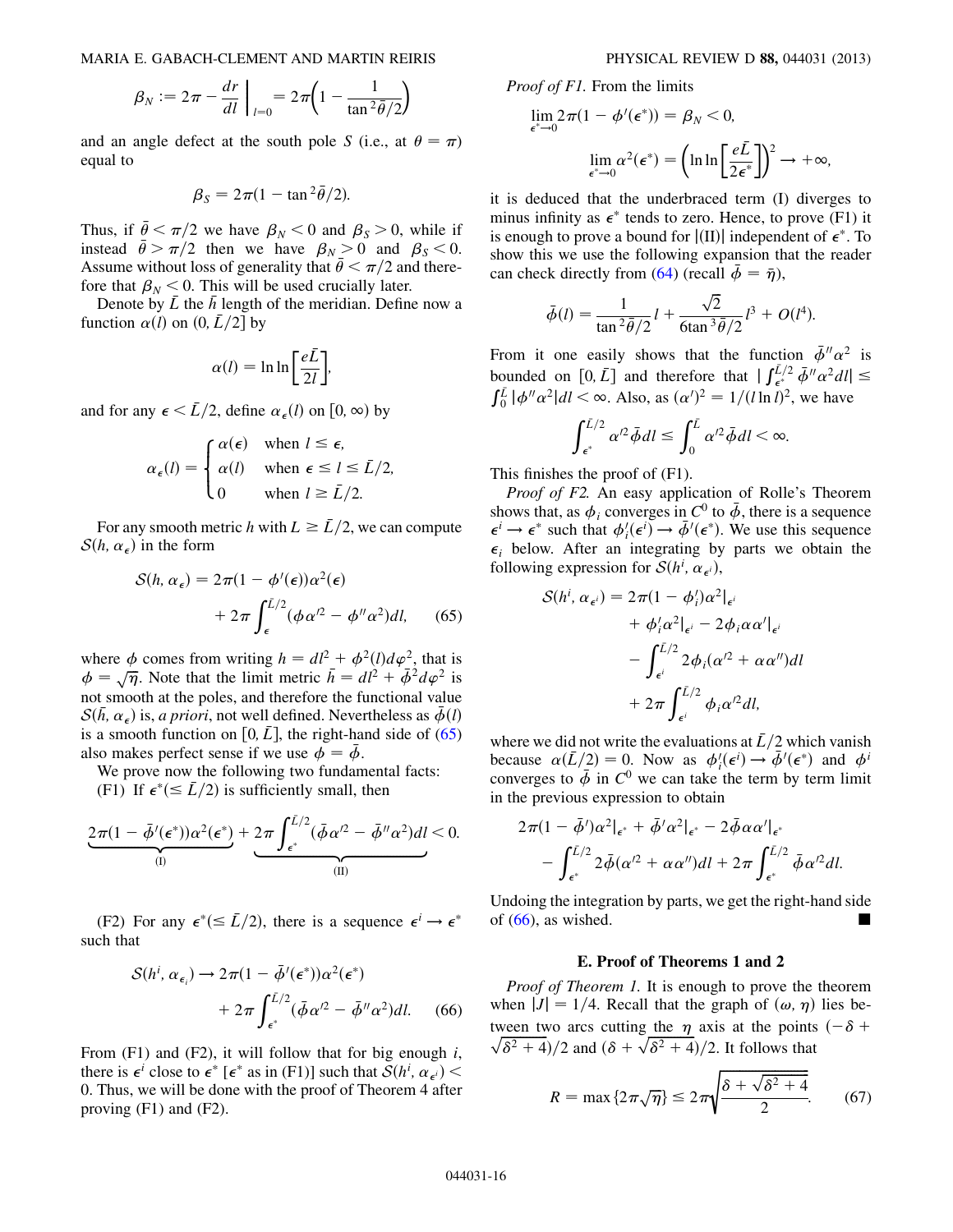$$\beta_N := 2\pi - \frac{dr}{dl}\bigg|_{l=0} = 2\pi\left(1 - \frac{1}{\tan^2\bar{\theta}/2}\right)$$

and an angle defect at the south pole $S$ (i.e., at $\theta = \pi$) equal to

$$\beta_S = 2\pi(1 - \tan^2\bar{\theta}/2).$$

Thus, if $\bar{\theta} < \pi/2$ we have $\beta_N < 0$ and $\beta_S > 0$, while if instead $\bar{\theta} > \pi/2$ then we have $\beta_N > 0$ and $\beta_S < 0$. Assume without loss of generality that $\bar{\theta} < \pi/2$ and therefore that $\beta_N < 0$. This will be used crucially later.

Denote by $\bar{L}$ the $\bar{h}$ length of the meridian. Define now a function $\alpha(l)$ on $(0, \bar{L}/2]$ by

$$\alpha(l) = \ln\ln\left[\frac{e\bar{L}}{2l}\right],$$

and for any $\epsilon < \bar{L}/2$, define $\alpha_\epsilon(l)$ on $[0, \infty)$ by

$$\alpha_\epsilon(l) = \begin{cases} \alpha(\epsilon) & \text{when } l \le \epsilon, \\ \alpha(l) & \text{when } \epsilon \le l \le \bar{L}/2, \\ 0 & \text{when } l \ge \bar{L}/2. \end{cases}$$

For any smooth metric $h$ with $L \ge \bar{L}/2$, we can compute $\mathcal{S}(h, \alpha_\epsilon)$ in the form

$$\mathcal{S}(h, \alpha_\epsilon) = 2\pi(1 - \phi'(\epsilon))\alpha^2(\epsilon) + 2\pi\int_\epsilon^{\bar{L}/2}(\phi\alpha'^2 - \phi''\alpha^2)dl, \qquad (65)$$

where $\phi$ comes from writing $h = dl^2 + \phi^2(l)d\varphi^2$, that is $\phi = \sqrt{\eta}$. Note that the limit metric $\bar{h} = dl^2 + \bar{\phi}^2 d\varphi^2$ is not smooth at the poles, and therefore the functional value $\mathcal{S}(\bar{h}, \alpha_\epsilon)$ is, *a priori*, not well defined. Nevertheless as $\bar{\phi}(l)$ is a smooth function on $[0, \bar{L}]$, the right-hand side of (65) also makes perfect sense if we use $\phi = \bar{\phi}$.

We prove now the following two fundamental facts:

(F1) If $\epsilon^*(\le \bar{L}/2)$ is sufficiently small, then

$$\underbrace{2\pi(1 - \bar{\phi}'(\epsilon^*))\alpha^2(\epsilon^*)}_{\text{(I)}} + \underbrace{2\pi\int_{\epsilon^*}^{\bar{L}/2}(\bar{\phi}\alpha'^2 - \bar{\phi}''\alpha^2)dl}_{\text{(II)}} < 0.$$

(F2) For any $\epsilon^*(\le \bar{L}/2)$, there is a sequence $\epsilon^i \to \epsilon^*$ such that

$$\mathcal{S}(h^i, \alpha_{\epsilon_i}) \to 2\pi(1 - \bar{\phi}'(\epsilon^*))\alpha^2(\epsilon^*) + 2\pi\int_{\epsilon^*}^{\bar{L}/2}(\bar{\phi}\alpha'^2 - \bar{\phi}''\alpha^2)dl. \qquad (66)$$

From (F1) and (F2), it will follow that for big enough $i$, there is $\epsilon^i$ close to $\epsilon^*$ [$\epsilon^*$ as in (F1)] such that $\mathcal{S}(h^i, \alpha_{\epsilon^i}) < 0$. Thus, we will be done with the proof of Theorem 4 after proving (F1) and (F2).

*Proof of F1.* From the limits

$$\lim_{\epsilon^* \to 0} 2\pi(1 - \phi'(\epsilon^*)) = \beta_N < 0,$$

$$\lim_{\epsilon^* \to 0} \alpha^2(\epsilon^*) = \left(\ln\ln\left[\frac{e\bar{L}}{2\epsilon^*}\right]\right)^2 \to +\infty,$$

it is deduced that the underbraced term (I) diverges to minus infinity as $\epsilon^*$ tends to zero. Hence, to prove (F1) it is enough to prove a bound for $|(\text{II})|$ independent of $\epsilon^*$. To show this we use the following expansion that the reader can check directly from (64) (recall $\bar{\phi} = \bar{\eta}$),

$$\bar{\phi}(l) = \frac{1}{\tan^2\bar{\theta}/2} l + \frac{\sqrt{2}}{6\tan^3\bar{\theta}/2} l^3 + O(l^4).$$

From it one easily shows that the function $\bar{\phi}''\alpha^2$ is bounded on $[0, \bar{L}]$ and therefore that $|\int_{\epsilon^*}^{\bar{L}/2}\bar{\phi}''\alpha^2 dl| \le \int_0^{\bar{L}}|\phi''\alpha^2|dl < \infty$. Also, as $(\alpha')^2 = 1/(l\ln l)^2$, we have

$$\int_{\epsilon^*}^{\bar{L}/2}\alpha'^2\bar{\phi}dl \le \int_0^{\bar{L}}\alpha'^2\bar{\phi}dl < \infty.$$

This finishes the proof of (F1).

*Proof of F2.* An easy application of Rolle's Theorem shows that, as $\phi_i$ converges in $C^0$ to $\bar{\phi}$, there is a sequence $\epsilon^i \to \epsilon^*$ such that $\phi_i'(\epsilon^i) \to \bar{\phi}'(\epsilon^*)$. We use this sequence $\epsilon_i$ below. After an integrating by parts we obtain the following expression for $\mathcal{S}(h^i, \alpha_{\epsilon^i})$,

$$\begin{aligned}\mathcal{S}(h^i, \alpha_{\epsilon^i}) = {} & 2\pi(1 - \phi_i')\alpha^2|_{\epsilon^i} \\ & + \phi_i'\alpha^2|_{\epsilon^i} - 2\phi_i\alpha\alpha'|_{\epsilon^i} \\ & - \int_{\epsilon^i}^{\bar{L}/2} 2\phi_i(\alpha'^2 + \alpha\alpha'')dl \\ & + 2\pi\int_{\epsilon^i}^{\bar{L}/2}\phi_i\alpha'^2 dl,\end{aligned}$$

where we did not write the evaluations at $\bar{L}/2$ which vanish because $\alpha(\bar{L}/2) = 0$. Now as $\phi_i'(\epsilon^i) \to \bar{\phi}'(\epsilon^*)$ and $\phi^i$ converges to $\bar{\phi}$ in $C^0$ we can take the term by term limit in the previous expression to obtain

$$2\pi(1 - \bar{\phi}')\alpha^2|_{\epsilon^*} + \bar{\phi}'\alpha^2|_{\epsilon^*} - 2\bar{\phi}\alpha\alpha'|_{\epsilon^*} - \int_{\epsilon^*}^{\bar{L}/2} 2\bar{\phi}(\alpha'^2 + \alpha\alpha'')dl + 2\pi\int_{\epsilon^*}^{\bar{L}/2}\bar{\phi}\alpha'^2 dl.$$

Undoing the integration by parts, we get the right-hand side of (66), as wished. ■

### E. Proof of Theorems 1 and 2

*Proof of Theorem 1.* It is enough to prove the theorem when $|J| = 1/4$. Recall that the graph of $(\omega, \eta)$ lies between two arcs cutting the $\eta$ axis at the points $(-\delta + \sqrt{\delta^2 + 4})/2$ and $(\delta + \sqrt{\delta^2 + 4})/2$. It follows that

$$R = \max\{2\pi\sqrt{\eta}\} \le 2\pi\sqrt{\frac{\delta + \sqrt{\delta^2 + 4}}{2}}. \qquad (67)$$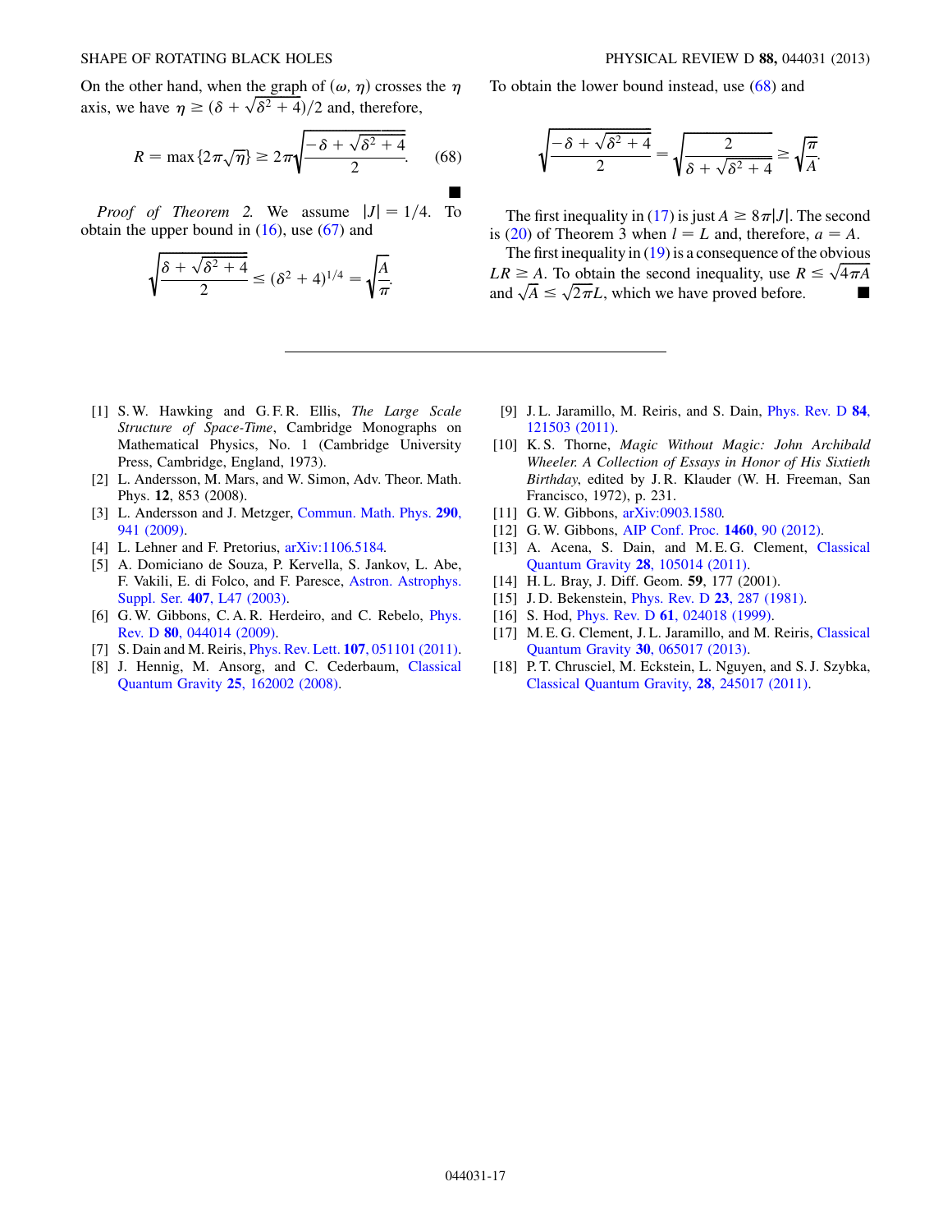On the other hand, when the graph of $(\omega, \eta)$ crosses the $\eta$ axis, we have $\eta \geq (\delta + \sqrt{\delta^2 + 4})/2$ and, therefore,

$$R = \max\{2\pi\sqrt{\eta}\} \geq 2\pi\sqrt{\frac{-\delta + \sqrt{\delta^2 + 4}}{2}}. \qquad (68)$$

■

*Proof of Theorem 2.* We assume $|J| = 1/4$. To obtain the upper bound in (16), use (67) and

$$\sqrt{\frac{\delta + \sqrt{\delta^2 + 4}}{2}} \leq (\delta^2 + 4)^{1/4} = \sqrt{\frac{A}{\pi}}.$$

To obtain the lower bound instead, use (68) and

$$\sqrt{\frac{-\delta + \sqrt{\delta^2 + 4}}{2}} = \sqrt{\frac{2}{\delta + \sqrt{\delta^2 + 4}}} \geq \sqrt{\frac{\pi}{A}}.$$

The first inequality in (17) is just $A \geq 8\pi|J|$. The second is (20) of Theorem 3 when $l = L$ and, therefore, $a = A$.

The first inequality in (19) is a consequence of the obvious $LR \geq A$. To obtain the second inequality, use $R \leq \sqrt{4\pi A}$ and $\sqrt{A} \leq \sqrt{2\pi}L$, which we have proved before. ■

---

[1] S. W. Hawking and G. F. R. Ellis, *The Large Scale Structure of Space-Time*, Cambridge Monographs on Mathematical Physics, No. 1 (Cambridge University Press, Cambridge, England, 1973).

[2] L. Andersson, M. Mars, and W. Simon, Adv. Theor. Math. Phys. **12**, 853 (2008).

[3] L. Andersson and J. Metzger, Commun. Math. Phys. **290**, 941 (2009).

[4] L. Lehner and F. Pretorius, arXiv:1106.5184.

[5] A. Domiciano de Souza, P. Kervella, S. Jankov, L. Abe, F. Vakili, E. di Folco, and F. Paresce, Astron. Astrophys. Suppl. Ser. **407**, L47 (2003).

[6] G. W. Gibbons, C. A. R. Herdeiro, and C. Rebelo, Phys. Rev. D **80**, 044014 (2009).

[7] S. Dain and M. Reiris, Phys. Rev. Lett. **107**, 051101 (2011).

[8] J. Hennig, M. Ansorg, and C. Cederbaum, Classical Quantum Gravity **25**, 162002 (2008).

[9] J. L. Jaramillo, M. Reiris, and S. Dain, Phys. Rev. D **84**, 121503 (2011).

[10] K. S. Thorne, *Magic Without Magic: John Archibald Wheeler. A Collection of Essays in Honor of His Sixtieth Birthday*, edited by J. R. Klauder (W. H. Freeman, San Francisco, 1972), p. 231.

[11] G. W. Gibbons, arXiv:0903.1580.

[12] G. W. Gibbons, AIP Conf. Proc. **1460**, 90 (2012).

[13] A. Acena, S. Dain, and M. E. G. Clement, Classical Quantum Gravity **28**, 105014 (2011).

[14] H. L. Bray, J. Diff. Geom. **59**, 177 (2001).

[15] J. D. Bekenstein, Phys. Rev. D **23**, 287 (1981).

[16] S. Hod, Phys. Rev. D **61**, 024018 (1999).

[17] M. E. G. Clement, J. L. Jaramillo, and M. Reiris, Classical Quantum Gravity **30**, 065017 (2013).

[18] P. T. Chrusciel, M. Eckstein, L. Nguyen, and S. J. Szybka, Classical Quantum Gravity, **28**, 245017 (2011).